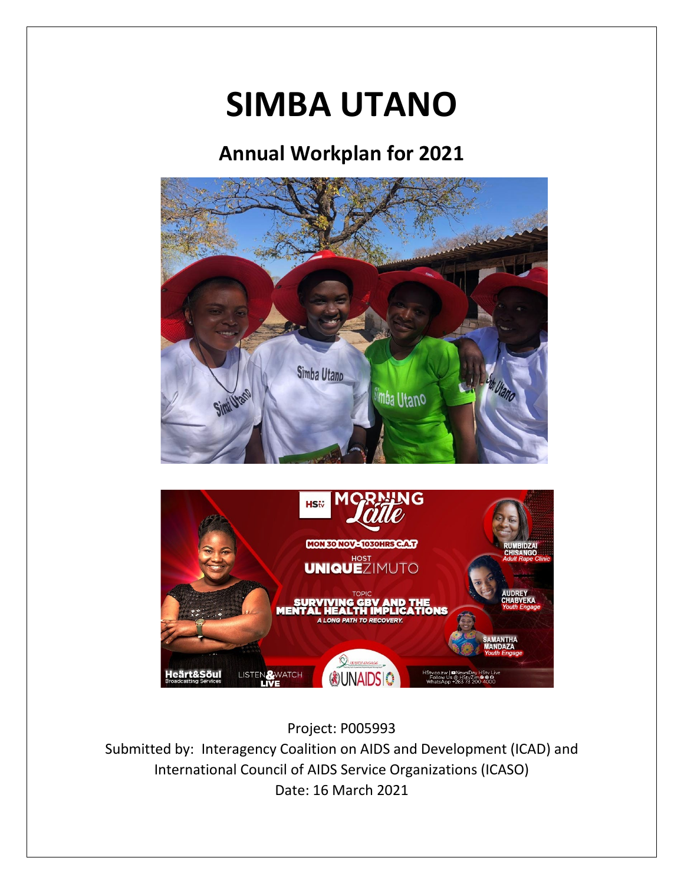# SIMBA UTANO

## Annual Workplan for 2021

Project: P005993

Submitted by: Interagency Coalition on AIDS and Development (ICAD) and International Council of AIDS Service Organizations (ICASO)

Date: 16 March 2021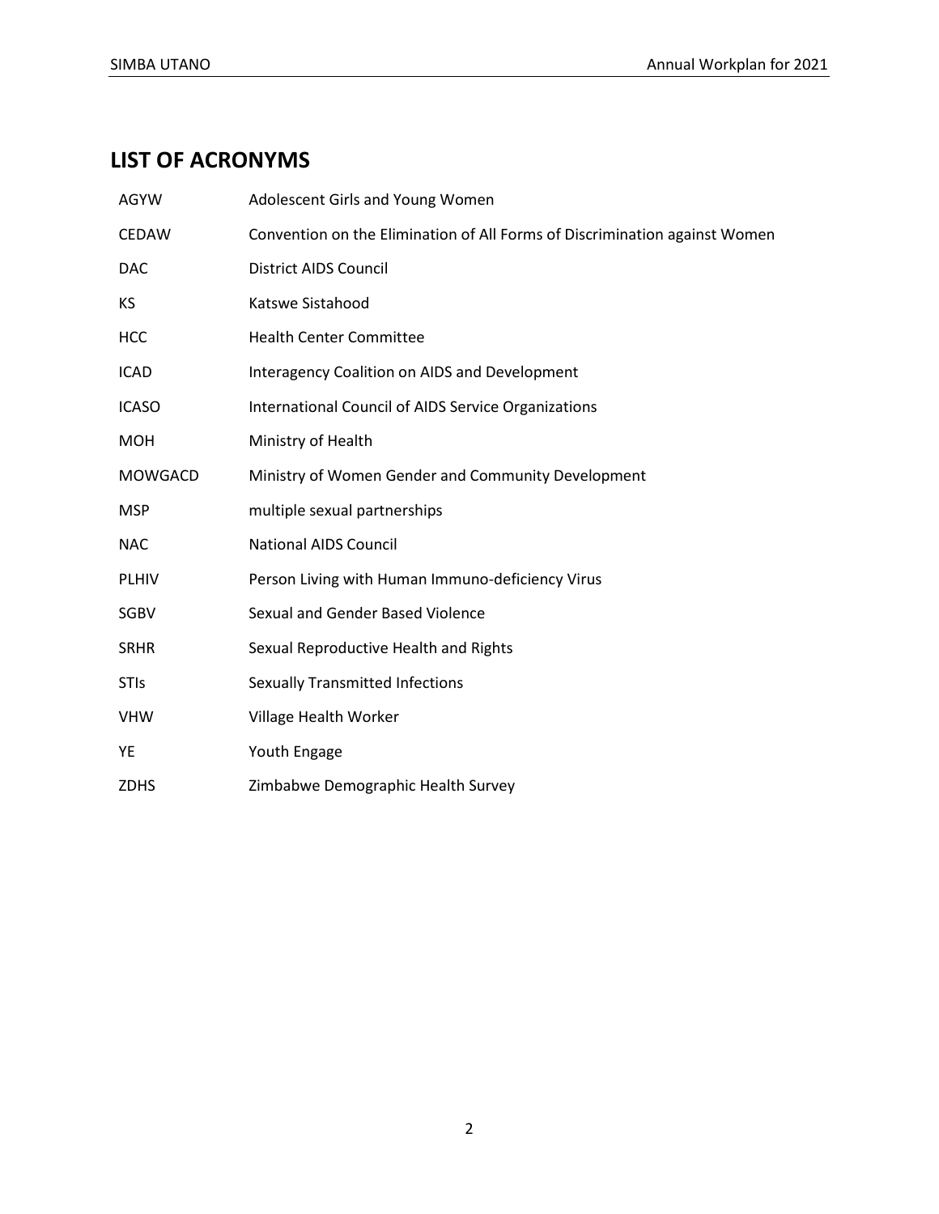## LIST OF ACRONYMS

| | |
|---|---|
| AGYW | Adolescent Girls and Young Women |
| CEDAW | Convention on the Elimination of All Forms of Discrimination against Women |
| DAC | District AIDS Council |
| KS | Katswe Sistahood |
| HCC | Health Center Committee |
| ICAD | Interagency Coalition on AIDS and Development |
| ICASO | International Council of AIDS Service Organizations |
| MOH | Ministry of Health |
| MOWGACD | Ministry of Women Gender and Community Development |
| MSP | multiple sexual partnerships |
| NAC | National AIDS Council |
| PLHIV | Person Living with Human Immuno-deficiency Virus |
| SGBV | Sexual and Gender Based Violence |
| SRHR | Sexual Reproductive Health and Rights |
| STIs | Sexually Transmitted Infections |
| VHW | Village Health Worker |
| YE | Youth Engage |
| ZDHS | Zimbabwe Demographic Health Survey |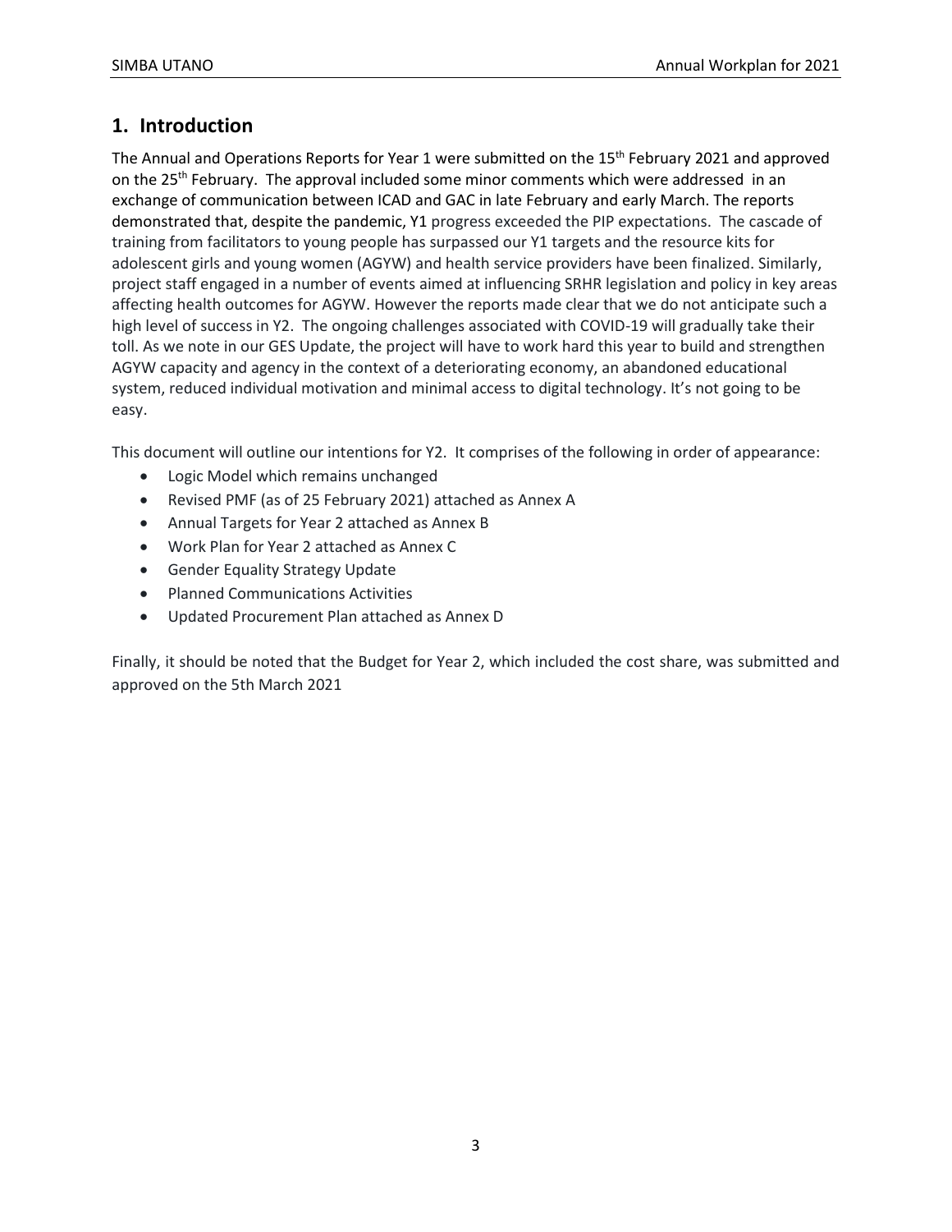## 1. Introduction

The Annual and Operations Reports for Year 1 were submitted on the 15th February 2021 and approved on the 25th February. The approval included some minor comments which were addressed in an exchange of communication between ICAD and GAC in late February and early March. The reports demonstrated that, despite the pandemic, Y1 progress exceeded the PIP expectations. The cascade of training from facilitators to young people has surpassed our Y1 targets and the resource kits for adolescent girls and young women (AGYW) and health service providers have been finalized. Similarly, project staff engaged in a number of events aimed at influencing SRHR legislation and policy in key areas affecting health outcomes for AGYW. However the reports made clear that we do not anticipate such a high level of success in Y2. The ongoing challenges associated with COVID-19 will gradually take their toll. As we note in our GES Update, the project will have to work hard this year to build and strengthen AGYW capacity and agency in the context of a deteriorating economy, an abandoned educational system, reduced individual motivation and minimal access to digital technology. It's not going to be easy.

This document will outline our intentions for Y2. It comprises of the following in order of appearance:

- Logic Model which remains unchanged
- Revised PMF (as of 25 February 2021) attached as Annex A
- Annual Targets for Year 2 attached as Annex B
- Work Plan for Year 2 attached as Annex C
- Gender Equality Strategy Update
- Planned Communications Activities
- Updated Procurement Plan attached as Annex D

Finally, it should be noted that the Budget for Year 2, which included the cost share, was submitted and approved on the 5th March 2021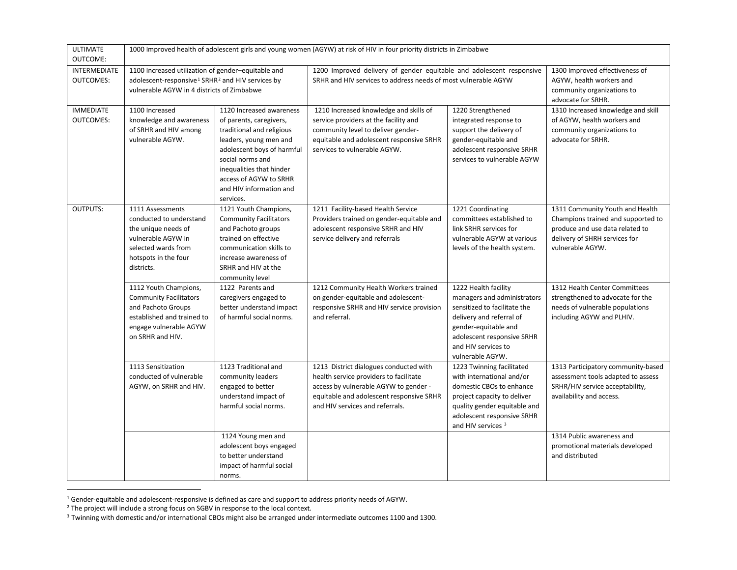| ULTIMATE OUTCOME: | 1000 Improved health of adolescent girls and young women (AGYW) at risk of HIV in four priority districts in Zimbabwe | | | | |
|---|---|---|---|---|---|
| INTERMEDIATE OUTCOMES: | 1100 Increased utilization of gender–equitable and adolescent-responsive[1] SRHR[2] and HIV services by vulnerable AGYW in 4 districts of Zimbabwe | | 1200 Improved delivery of gender equitable and adolescent responsive SRHR and HIV services to address needs of most vulnerable AGYW | | 1300 Improved effectiveness of AGYW, health workers and community organizations to advocate for SRHR. |
| IMMEDIATE OUTCOMES: | 1100 Increased knowledge and awareness of SRHR and HIV among vulnerable AGYW. | 1120 Increased awareness of parents, caregivers, traditional and religious leaders, young men and adolescent boys of harmful social norms and inequalities that hinder access of AGYW to SRHR and HIV information and services. | 1210 Increased knowledge and skills of service providers at the facility and community level to deliver gender-equitable and adolescent responsive SRHR services to vulnerable AGYW. | 1220 Strengthened integrated response to support the delivery of gender-equitable and adolescent responsive SRHR services to vulnerable AGYW | 1310 Increased knowledge and skill of AGYW, health workers and community organizations to advocate for SRHR. |
| OUTPUTS: | 1111 Assessments conducted to understand the unique needs of vulnerable AGYW in selected wards from hotspots in the four districts. | 1121 Youth Champions, Community Facilitators and Pachoto groups trained on effective communication skills to increase awareness of SRHR and HIV at the community level | 1211 Facility-based Health Service Providers trained on gender-equitable and adolescent responsive SRHR and HIV service delivery and referrals | 1221 Coordinating committees established to link SRHR services for vulnerable AGYW at various levels of the health system. | 1311 Community Youth and Health Champions trained and supported to produce and use data related to delivery of SHRH services for vulnerable AGYW. |
| | 1112 Youth Champions, Community Facilitators and Pachoto Groups established and trained to engage vulnerable AGYW on SRHR and HIV. | 1122 Parents and caregivers engaged to better understand impact of harmful social norms. | 1212 Community Health Workers trained on gender-equitable and adolescent-responsive SRHR and HIV service provision and referral. | 1222 Health facility managers and administrators sensitized to facilitate the delivery and referral of gender-equitable and adolescent responsive SRHR and HIV services to vulnerable AGYW. | 1312 Health Center Committees strengthened to advocate for the needs of vulnerable populations including AGYW and PLHIV. |
| | 1113 Sensitization conducted of vulnerable AGYW, on SRHR and HIV. | 1123 Traditional and community leaders engaged to better understand impact of harmful social norms. | 1213 District dialogues conducted with health service providers to facilitate access by vulnerable AGYW to gender - equitable and adolescent responsive SRHR and HIV services and referrals. | 1223 Twinning facilitated with international and/or domestic CBOs to enhance project capacity to deliver quality gender equitable and adolescent responsive SRHR and HIV services [3] | 1313 Participatory community-based assessment tools adapted to assess SRHR/HIV service acceptability, availability and access. |
| | | 1124 Young men and adolescent boys engaged to better understand impact of harmful social norms. | | | 1314 Public awareness and promotional materials developed and distributed |

[1] Gender-equitable and adolescent-responsive is defined as care and support to address priority needs of AGYW.

[2] The project will include a strong focus on SGBV in response to the local context.

[3] Twinning with domestic and/or international CBOs might also be arranged under intermediate outcomes 1100 and 1300.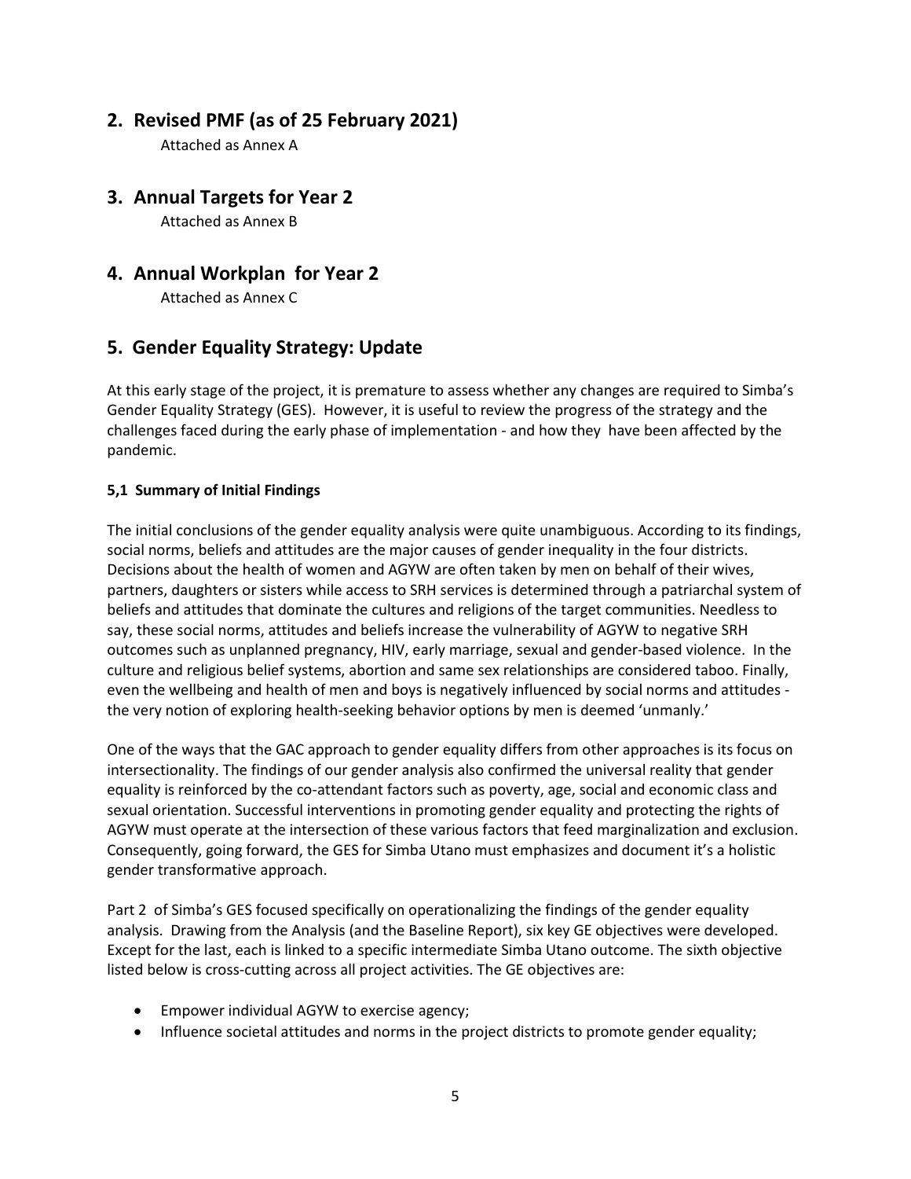## 2. Revised PMF (as of 25 February 2021)

Attached as Annex A

## 3. Annual Targets for Year 2

Attached as Annex B

## 4. Annual Workplan for Year 2

Attached as Annex C

## 5. Gender Equality Strategy: Update

At this early stage of the project, it is premature to assess whether any changes are required to Simba's Gender Equality Strategy (GES). However, it is useful to review the progress of the strategy and the challenges faced during the early phase of implementation - and how they have been affected by the pandemic.

### 5,1 Summary of Initial Findings

The initial conclusions of the gender equality analysis were quite unambiguous. According to its findings, social norms, beliefs and attitudes are the major causes of gender inequality in the four districts. Decisions about the health of women and AGYW are often taken by men on behalf of their wives, partners, daughters or sisters while access to SRH services is determined through a patriarchal system of beliefs and attitudes that dominate the cultures and religions of the target communities. Needless to say, these social norms, attitudes and beliefs increase the vulnerability of AGYW to negative SRH outcomes such as unplanned pregnancy, HIV, early marriage, sexual and gender-based violence. In the culture and religious belief systems, abortion and same sex relationships are considered taboo. Finally, even the wellbeing and health of men and boys is negatively influenced by social norms and attitudes - the very notion of exploring health-seeking behavior options by men is deemed 'unmanly.'

One of the ways that the GAC approach to gender equality differs from other approaches is its focus on intersectionality. The findings of our gender analysis also confirmed the universal reality that gender equality is reinforced by the co-attendant factors such as poverty, age, social and economic class and sexual orientation. Successful interventions in promoting gender equality and protecting the rights of AGYW must operate at the intersection of these various factors that feed marginalization and exclusion. Consequently, going forward, the GES for Simba Utano must emphasizes and document it's a holistic gender transformative approach.

Part 2 of Simba's GES focused specifically on operationalizing the findings of the gender equality analysis. Drawing from the Analysis (and the Baseline Report), six key GE objectives were developed. Except for the last, each is linked to a specific intermediate Simba Utano outcome. The sixth objective listed below is cross-cutting across all project activities. The GE objectives are:

- Empower individual AGYW to exercise agency;
- Influence societal attitudes and norms in the project districts to promote gender equality;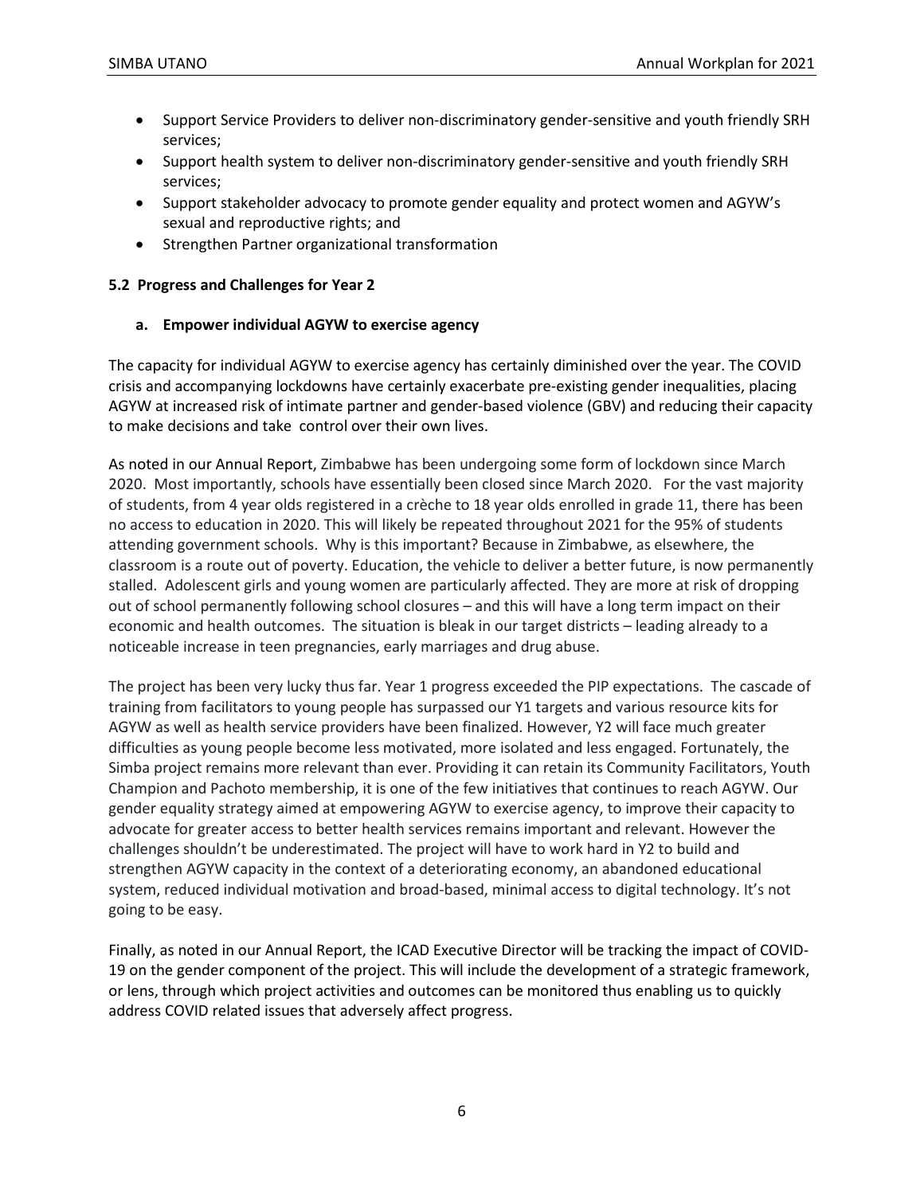- Support Service Providers to deliver non-discriminatory gender-sensitive and youth friendly SRH services;
- Support health system to deliver non-discriminatory gender-sensitive and youth friendly SRH services;
- Support stakeholder advocacy to promote gender equality and protect women and AGYW's sexual and reproductive rights; and
- Strengthen Partner organizational transformation

### 5.2 Progress and Challenges for Year 2

#### a. Empower individual AGYW to exercise agency

The capacity for individual AGYW to exercise agency has certainly diminished over the year. The COVID crisis and accompanying lockdowns have certainly exacerbate pre-existing gender inequalities, placing AGYW at increased risk of intimate partner and gender-based violence (GBV) and reducing their capacity to make decisions and take control over their own lives.

As noted in our Annual Report, Zimbabwe has been undergoing some form of lockdown since March 2020. Most importantly, schools have essentially been closed since March 2020. For the vast majority of students, from 4 year olds registered in a crèche to 18 year olds enrolled in grade 11, there has been no access to education in 2020. This will likely be repeated throughout 2021 for the 95% of students attending government schools. Why is this important? Because in Zimbabwe, as elsewhere, the classroom is a route out of poverty. Education, the vehicle to deliver a better future, is now permanently stalled. Adolescent girls and young women are particularly affected. They are more at risk of dropping out of school permanently following school closures – and this will have a long term impact on their economic and health outcomes. The situation is bleak in our target districts – leading already to a noticeable increase in teen pregnancies, early marriages and drug abuse.

The project has been very lucky thus far. Year 1 progress exceeded the PIP expectations. The cascade of training from facilitators to young people has surpassed our Y1 targets and various resource kits for AGYW as well as health service providers have been finalized. However, Y2 will face much greater difficulties as young people become less motivated, more isolated and less engaged. Fortunately, the Simba project remains more relevant than ever. Providing it can retain its Community Facilitators, Youth Champion and Pachoto membership, it is one of the few initiatives that continues to reach AGYW. Our gender equality strategy aimed at empowering AGYW to exercise agency, to improve their capacity to advocate for greater access to better health services remains important and relevant. However the challenges shouldn't be underestimated. The project will have to work hard in Y2 to build and strengthen AGYW capacity in the context of a deteriorating economy, an abandoned educational system, reduced individual motivation and broad-based, minimal access to digital technology. It's not going to be easy.

Finally, as noted in our Annual Report, the ICAD Executive Director will be tracking the impact of COVID-19 on the gender component of the project. This will include the development of a strategic framework, or lens, through which project activities and outcomes can be monitored thus enabling us to quickly address COVID related issues that adversely affect progress.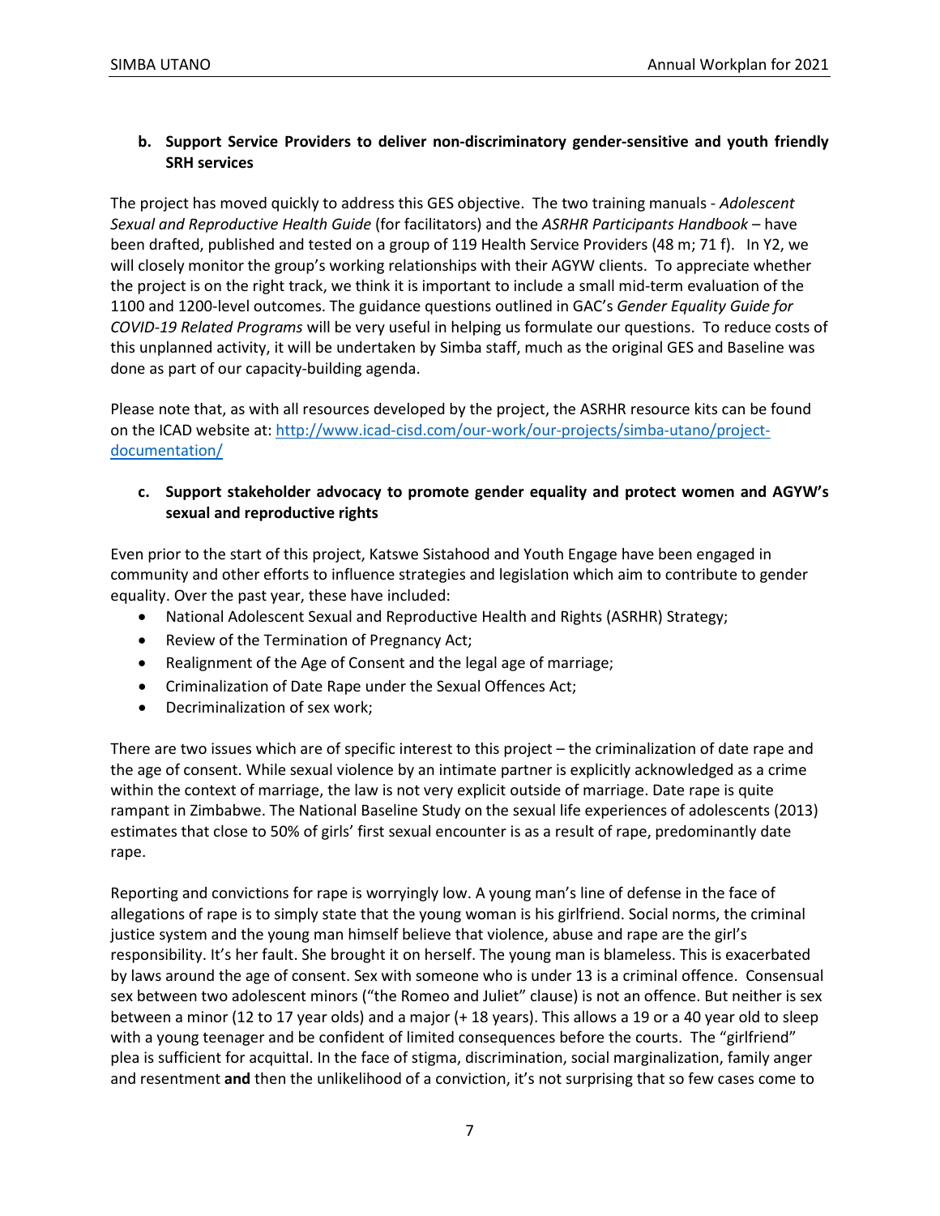**b. Support Service Providers to deliver non-discriminatory gender-sensitive and youth friendly SRH services**

The project has moved quickly to address this GES objective. The two training manuals - *Adolescent Sexual and Reproductive Health Guide* (for facilitators) and the *ASRHR Participants Handbook* – have been drafted, published and tested on a group of 119 Health Service Providers (48 m; 71 f). In Y2, we will closely monitor the group's working relationships with their AGYW clients. To appreciate whether the project is on the right track, we think it is important to include a small mid-term evaluation of the 1100 and 1200-level outcomes. The guidance questions outlined in GAC's *Gender Equality Guide for COVID-19 Related Programs* will be very useful in helping us formulate our questions. To reduce costs of this unplanned activity, it will be undertaken by Simba staff, much as the original GES and Baseline was done as part of our capacity-building agenda.

Please note that, as with all resources developed by the project, the ASRHR resource kits can be found on the ICAD website at: [http://www.icad-cisd.com/our-work/our-projects/simba-utano/project-documentation/](http://www.icad-cisd.com/our-work/our-projects/simba-utano/project-documentation/)

**c. Support stakeholder advocacy to promote gender equality and protect women and AGYW's sexual and reproductive rights**

Even prior to the start of this project, Katswe Sistahood and Youth Engage have been engaged in community and other efforts to influence strategies and legislation which aim to contribute to gender equality. Over the past year, these have included:

- National Adolescent Sexual and Reproductive Health and Rights (ASRHR) Strategy;
- Review of the Termination of Pregnancy Act;
- Realignment of the Age of Consent and the legal age of marriage;
- Criminalization of Date Rape under the Sexual Offences Act;
- Decriminalization of sex work;

There are two issues which are of specific interest to this project – the criminalization of date rape and the age of consent. While sexual violence by an intimate partner is explicitly acknowledged as a crime within the context of marriage, the law is not very explicit outside of marriage. Date rape is quite rampant in Zimbabwe. The National Baseline Study on the sexual life experiences of adolescents (2013) estimates that close to 50% of girls' first sexual encounter is as a result of rape, predominantly date rape.

Reporting and convictions for rape is worryingly low. A young man's line of defense in the face of allegations of rape is to simply state that the young woman is his girlfriend. Social norms, the criminal justice system and the young man himself believe that violence, abuse and rape are the girl's responsibility. It's her fault. She brought it on herself. The young man is blameless. This is exacerbated by laws around the age of consent. Sex with someone who is under 13 is a criminal offence. Consensual sex between two adolescent minors ("the Romeo and Juliet" clause) is not an offence. But neither is sex between a minor (12 to 17 year olds) and a major (+ 18 years). This allows a 19 or a 40 year old to sleep with a young teenager and be confident of limited consequences before the courts. The "girlfriend" plea is sufficient for acquittal. In the face of stigma, discrimination, social marginalization, family anger and resentment **and** then the unlikelihood of a conviction, it's not surprising that so few cases come to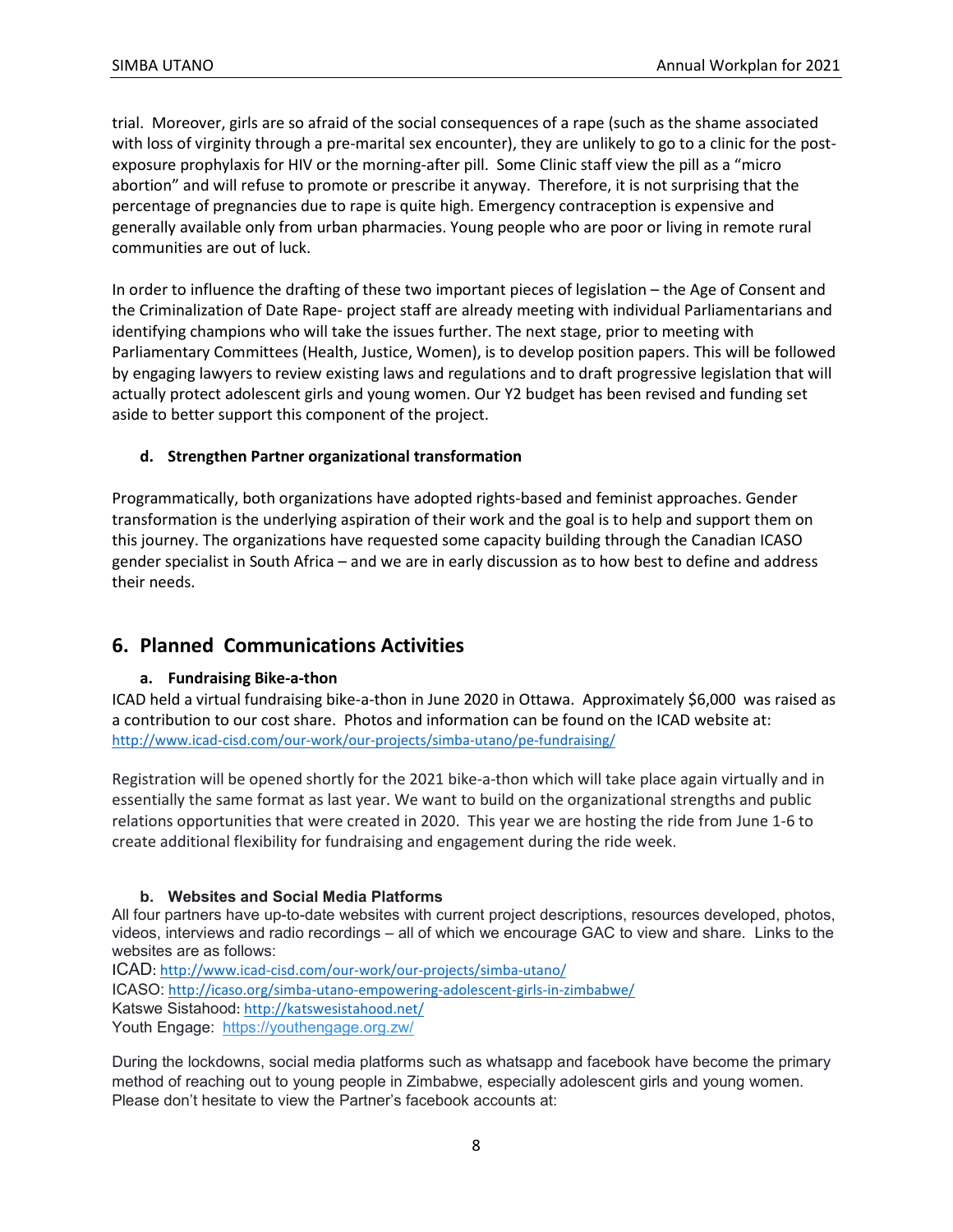trial. Moreover, girls are so afraid of the social consequences of a rape (such as the shame associated with loss of virginity through a pre-marital sex encounter), they are unlikely to go to a clinic for the post-exposure prophylaxis for HIV or the morning-after pill. Some Clinic staff view the pill as a "micro abortion" and will refuse to promote or prescribe it anyway. Therefore, it is not surprising that the percentage of pregnancies due to rape is quite high. Emergency contraception is expensive and generally available only from urban pharmacies. Young people who are poor or living in remote rural communities are out of luck.

In order to influence the drafting of these two important pieces of legislation – the Age of Consent and the Criminalization of Date Rape- project staff are already meeting with individual Parliamentarians and identifying champions who will take the issues further. The next stage, prior to meeting with Parliamentary Committees (Health, Justice, Women), is to develop position papers. This will be followed by engaging lawyers to review existing laws and regulations and to draft progressive legislation that will actually protect adolescent girls and young women. Our Y2 budget has been revised and funding set aside to better support this component of the project.

#### d. Strengthen Partner organizational transformation

Programmatically, both organizations have adopted rights-based and feminist approaches. Gender transformation is the underlying aspiration of their work and the goal is to help and support them on this journey. The organizations have requested some capacity building through the Canadian ICASO gender specialist in South Africa – and we are in early discussion as to how best to define and address their needs.

## 6. Planned Communications Activities

#### a. Fundraising Bike-a-thon

ICAD held a virtual fundraising bike-a-thon in June 2020 in Ottawa. Approximately $6,000 was raised as a contribution to our cost share. Photos and information can be found on the ICAD website at: http://www.icad-cisd.com/our-work/our-projects/simba-utano/pe-fundraising/

Registration will be opened shortly for the 2021 bike-a-thon which will take place again virtually and in essentially the same format as last year. We want to build on the organizational strengths and public relations opportunities that were created in 2020. This year we are hosting the ride from June 1-6 to create additional flexibility for fundraising and engagement during the ride week.

#### b. Websites and Social Media Platforms

All four partners have up-to-date websites with current project descriptions, resources developed, photos, videos, interviews and radio recordings – all of which we encourage GAC to view and share. Links to the websites are as follows:

ICAD: http://www.icad-cisd.com/our-work/our-projects/simba-utano/
ICASO: http://icaso.org/simba-utano-empowering-adolescent-girls-in-zimbabwe/
Katswe Sistahood: http://katswesistahood.net/
Youth Engage: https://youthengage.org.zw/

During the lockdowns, social media platforms such as whatsapp and facebook have become the primary method of reaching out to young people in Zimbabwe, especially adolescent girls and young women. Please don't hesitate to view the Partner's facebook accounts at: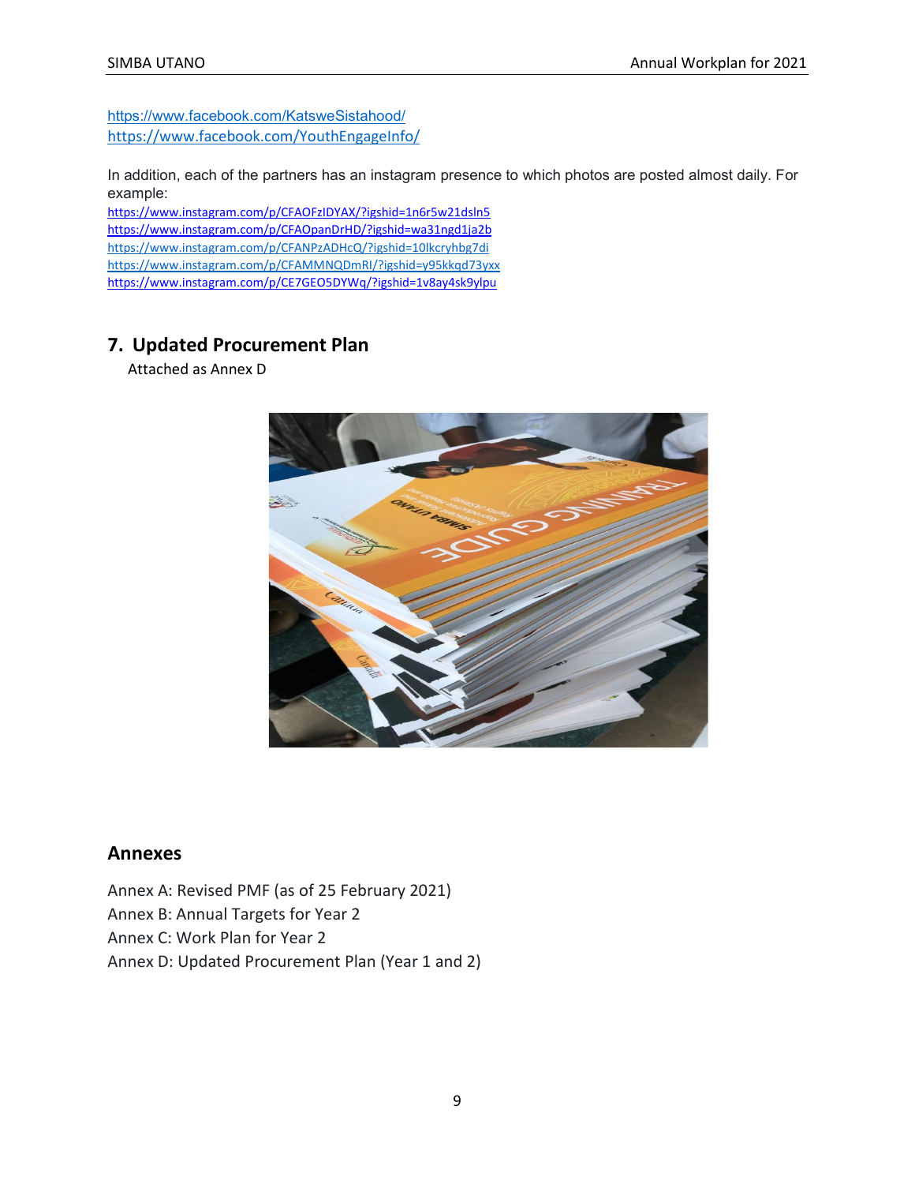https://www.facebook.com/KatsweSistahood/
https://www.facebook.com/YouthEngageInfo/

In addition, each of the partners has an instagram presence to which photos are posted almost daily. For example:
https://www.instagram.com/p/CFAOFzIDYAX/?igshid=1n6r5w21dsln5
https://www.instagram.com/p/CFAOpanDrHD/?igshid=wa31ngd1ja2b
https://www.instagram.com/p/CFANPzADHcQ/?igshid=10lkcryhbg7di
https://www.instagram.com/p/CFAMMNQDmRl/?igshid=y95kkqd73yxx
https://www.instagram.com/p/CE7GEO5DYWq/?igshid=1v8ay4sk9ylpu

## 7. Updated Procurement Plan

Attached as Annex D

## Annexes

Annex A: Revised PMF (as of 25 February 2021)
Annex B: Annual Targets for Year 2
Annex C: Work Plan for Year 2
Annex D: Updated Procurement Plan (Year 1 and 2)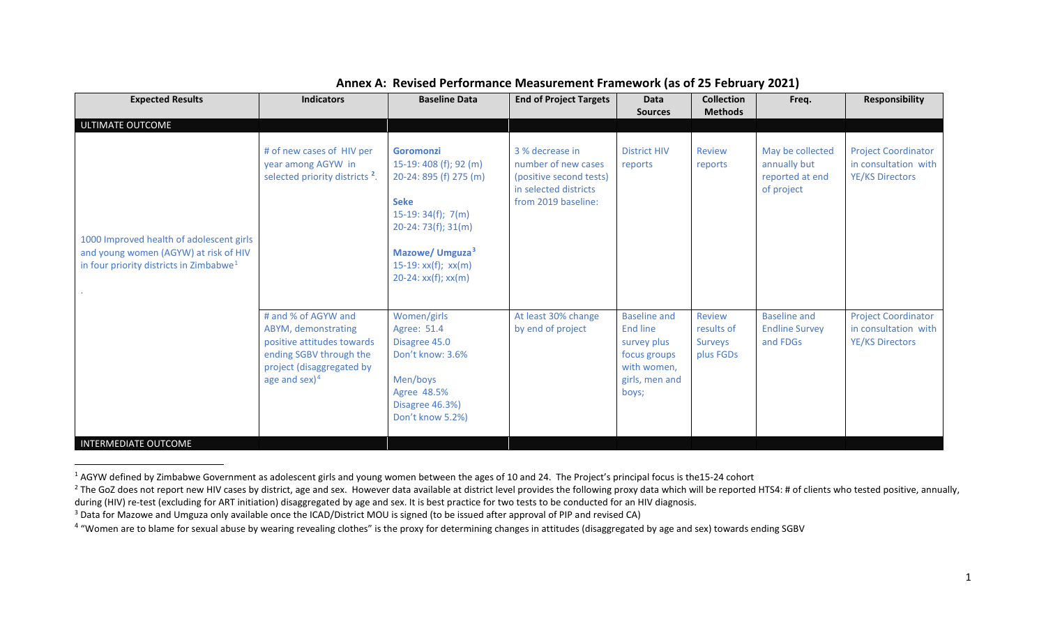## Annex A: Revised Performance Measurement Framework (as of 25 February 2021)

| Expected Results | Indicators | Baseline Data | End of Project Targets | Data Sources | Collection Methods | Freq. | Responsibility |
|---|---|---|---|---|---|---|---|
| ULTIMATE OUTCOME | | | | | | | |
| 1000 Improved health of adolescent girls and young women (AGYW) at risk of HIV in four priority districts in Zimbabwe[1] . | # of new cases of HIV per year among AGYW in selected priority districts [2]. | **Goromonzi** 15-19: 408 (f); 92 (m) 20-24: 895 (f) 275 (m) **Seke** 15-19: 34(f); 7(m) 20-24: 73(f); 31(m) **Mazowe/ Umguza**[3] 15-19: xx(f); xx(m) 20-24: xx(f); xx(m) | 3 % decrease in number of new cases (positive second tests) in selected districts from 2019 baseline: | District HIV reports | Review reports | May be collected annually but reported at end of project | Project Coordinator in consultation with YE/KS Directors |
| | # and % of AGYW and ABYM, demonstrating positive attitudes towards ending SGBV through the project (disaggregated by age and sex)[4] | Women/girls Agree: 51.4 Disagree 45.0 Don't know: 3.6% Men/boys Agree 48.5% Disagree 46.3%) Don't know 5.2%) | At least 30% change by end of project | Baseline and End line survey plus focus groups with women, girls, men and boys; | Review results of Surveys plus FGDs | Baseline and Endline Survey and FDGs | Project Coordinator in consultation with YE/KS Directors |
| INTERMEDIATE OUTCOME | | | | | | | |

[1] AGYW defined by Zimbabwe Government as adolescent girls and young women between the ages of 10 and 24. The Project's principal focus is the15-24 cohort

[2] The GoZ does not report new HIV cases by district, age and sex. However data available at district level provides the following proxy data which will be reported HTS4: # of clients who tested positive, annually, during (HIV) re-test (excluding for ART initiation) disaggregated by age and sex. It is best practice for two tests to be conducted for an HIV diagnosis.

[3] Data for Mazowe and Umguza only available once the ICAD/District MOU is signed (to be issued after approval of PIP and revised CA)

[4] "Women are to blame for sexual abuse by wearing revealing clothes" is the proxy for determining changes in attitudes (disaggregated by age and sex) towards ending SGBV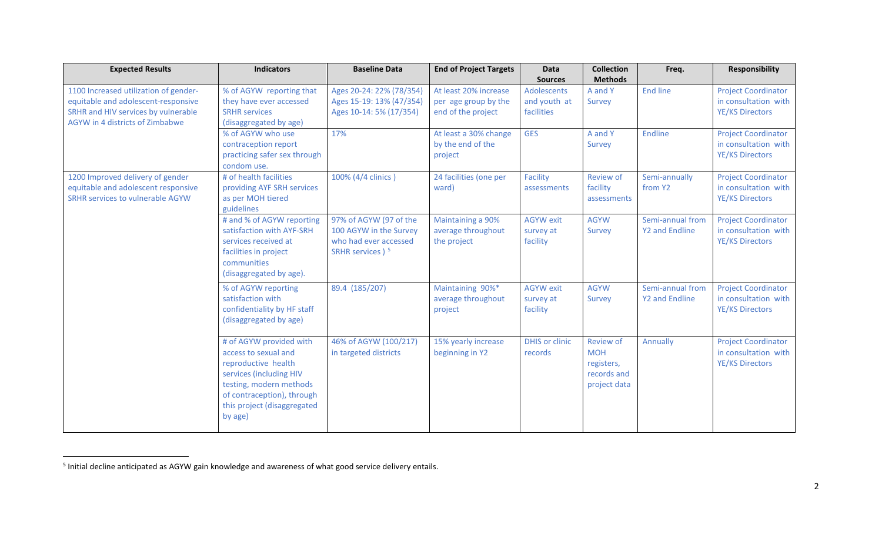| Expected Results | Indicators | Baseline Data | End of Project Targets | Data Sources | Collection Methods | Freq. | Responsibility |
|---|---|---|---|---|---|---|---|
| 1100 Increased utilization of gender-equitable and adolescent-responsive SRHR and HIV services by vulnerable AGYW in 4 districts of Zimbabwe | % of AGYW reporting that they have ever accessed SRHR services (disaggregated by age) | Ages 20-24: 22% (78/354) Ages 15-19: 13% (47/354) Ages 10-14: 5% (17/354) | At least 20% increase per age group by the end of the project | Adolescents and youth at facilities | A and Y Survey | End line | Project Coordinator in consultation with YE/KS Directors |
| | % of AGYW who use contraception report practicing safer sex through condom use. | 17% | At least a 30% change by the end of the project | GES | A and Y Survey | Endline | Project Coordinator in consultation with YE/KS Directors |
| 1200 Improved delivery of gender equitable and adolescent responsive SRHR services to vulnerable AGYW | # of health facilities providing AYF SRH services as per MOH tiered guidelines | 100% (4/4 clinics ) | 24 facilities (one per ward) | Facility assessments | Review of facility assessments | Semi-annually from Y2 | Project Coordinator in consultation with YE/KS Directors |
| | # and % of AGYW reporting satisfaction with AYF-SRH services received at facilities in project communities (disaggregated by age). | 97% of AGYW (97 of the 100 AGYW in the Survey who had ever accessed SRHR services ) [5] | Maintaining a 90% average throughout the project | AGYW exit survey at facility | AGYW Survey | Semi-annual from Y2 and Endline | Project Coordinator in consultation with YE/KS Directors |
| | % of AGYW reporting satisfaction with confidentiality by HF staff (disaggregated by age) | 89.4 (185/207) | Maintaining 90%* average throughout project | AGYW exit survey at facility | AGYW Survey | Semi-annual from Y2 and Endline | Project Coordinator in consultation with YE/KS Directors |
| | # of AGYW provided with access to sexual and reproductive health services (including HIV testing, modern methods of contraception), through this project (disaggregated by age) | 46% of AGYW (100/217) in targeted districts | 15% yearly increase beginning in Y2 | DHIS or clinic records | Review of MOH registers, records and project data | Annually | Project Coordinator in consultation with YE/KS Directors |

[5] Initial decline anticipated as AGYW gain knowledge and awareness of what good service delivery entails.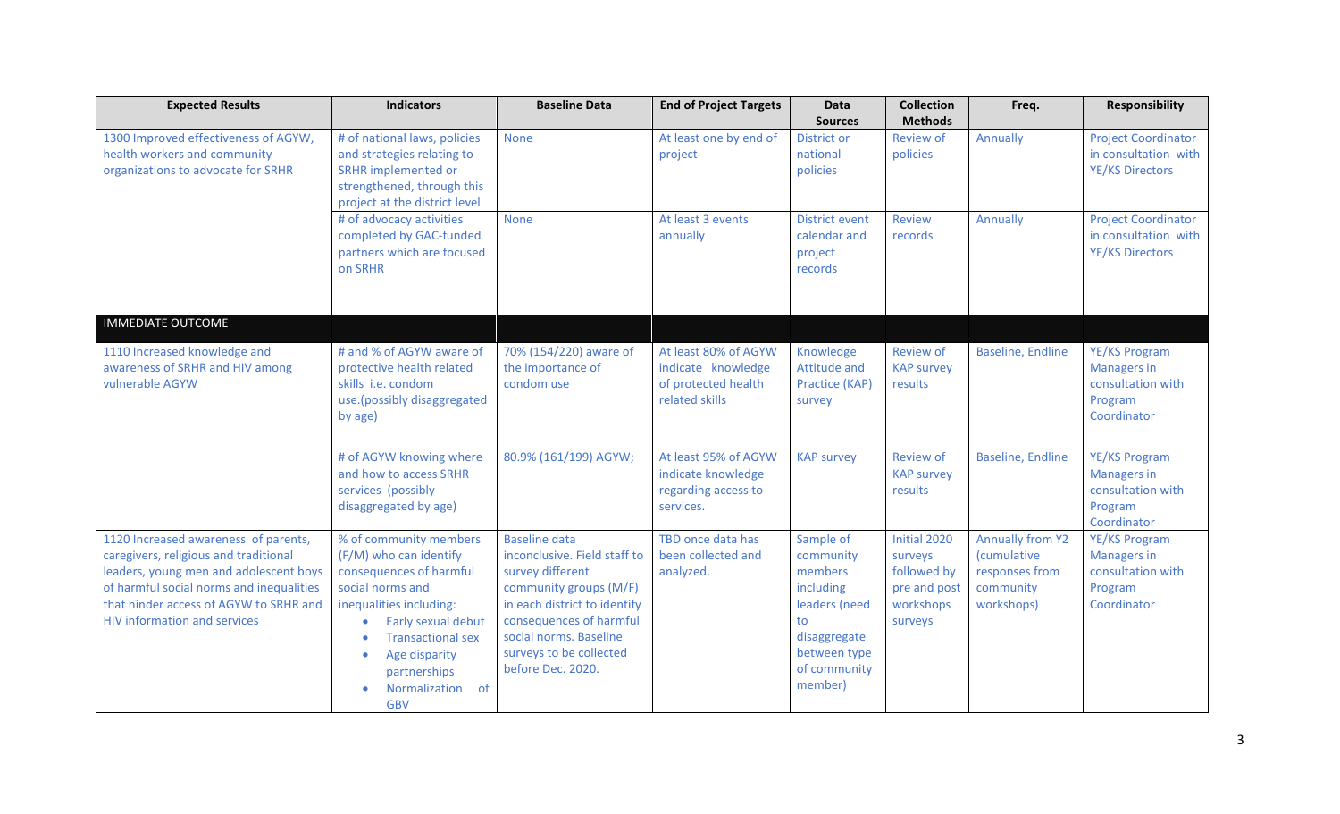| Expected Results | Indicators | Baseline Data | End of Project Targets | Data Sources | Collection Methods | Freq. | Responsibility |
|---|---|---|---|---|---|---|---|
| 1300 Improved effectiveness of AGYW, health workers and community organizations to advocate for SRHR | # of national laws, policies and strategies relating to SRHR implemented or strengthened, through this project at the district level | None | At least one by end of project | District or national policies | Review of policies | Annually | Project Coordinator in consultation with YE/KS Directors |
| | # of advocacy activities completed by GAC-funded partners which are focused on SRHR | None | At least 3 events annually | District event calendar and project records | Review records | Annually | Project Coordinator in consultation with YE/KS Directors |
| IMMEDIATE OUTCOME | | | | | | | |
| 1110 Increased knowledge and awareness of SRHR and HIV among vulnerable AGYW | # and % of AGYW aware of protective health related skills i.e. condom use.(possibly disaggregated by age) | 70% (154/220) aware of the importance of condom use | At least 80% of AGYW indicate knowledge of protected health related skills | Knowledge Attitude and Practice (KAP) survey | Review of KAP survey results | Baseline, Endline | YE/KS Program Managers in consultation with Program Coordinator |
| | # of AGYW knowing where and how to access SRHR services (possibly disaggregated by age) | 80.9% (161/199) AGYW; | At least 95% of AGYW indicate knowledge regarding access to services. | KAP survey | Review of KAP survey results | Baseline, Endline | YE/KS Program Managers in consultation with Program Coordinator |
| 1120 Increased awareness of parents, caregivers, religious and traditional leaders, young men and adolescent boys of harmful social norms and inequalities that hinder access of AGYW to SRHR and HIV information and services | % of community members (F/M) who can identify consequences of harmful social norms and inequalities including: <br>• Early sexual debut <br>• Transactional sex <br>• Age disparity partnerships <br>• Normalization of GBV | Baseline data inconclusive. Field staff to survey different community groups (M/F) in each district to identify consequences of harmful social norms. Baseline surveys to be collected before Dec. 2020. | TBD once data has been collected and analyzed. | Sample of community members including leaders (need to disaggregate between type of community member) | Initial 2020 surveys followed by pre and post workshops surveys | Annually from Y2 (cumulative responses from community workshops) | YE/KS Program Managers in consultation with Program Coordinator |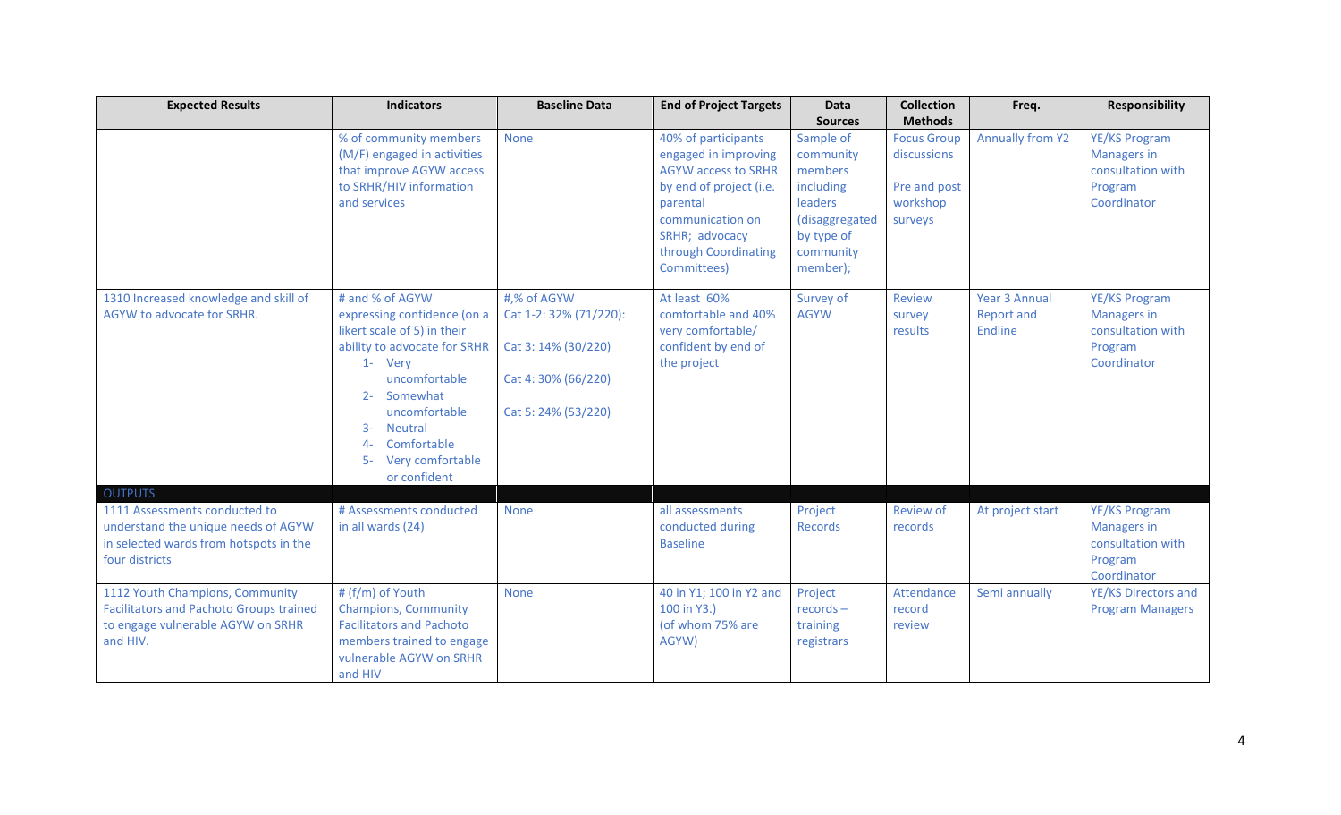| Expected Results | Indicators | Baseline Data | End of Project Targets | Data Sources | Collection Methods | Freq. | Responsibility |
|---|---|---|---|---|---|---|---|
| | % of community members (M/F) engaged in activities that improve AGYW access to SRHR/HIV information and services | None | 40% of participants engaged in improving AGYW access to SRHR by end of project (i.e. parental communication on SRHR; advocacy through Coordinating Committees) | Sample of community members including leaders (disaggregated by type of community member); | Focus Group discussions<br><br>Pre and post workshop surveys | Annually from Y2 | YE/KS Program Managers in consultation with Program Coordinator |
| 1310 Increased knowledge and skill of AGYW to advocate for SRHR. | # and % of AGYW expressing confidence (on a likert scale of 5) in their ability to advocate for SRHR<br>1- Very uncomfortable<br>2- Somewhat uncomfortable<br>3- Neutral<br>4- Comfortable<br>5- Very comfortable or confident | #,% of AGYW<br>Cat 1-2: 32% (71/220):<br><br>Cat 3: 14% (30/220)<br><br>Cat 4: 30% (66/220)<br><br>Cat 5: 24% (53/220) | At least 60% comfortable and 40% very comfortable/ confident by end of the project | Survey of AGYW | Review survey results | Year 3 Annual Report and Endline | YE/KS Program Managers in consultation with Program Coordinator |
| OUTPUTS | | | | | | | |
| 1111 Assessments conducted to understand the unique needs of AGYW in selected wards from hotspots in the four districts | # Assessments conducted in all wards (24) | None | all assessments conducted during Baseline | Project Records | Review of records | At project start | YE/KS Program Managers in consultation with Program Coordinator |
| 1112 Youth Champions, Community Facilitators and Pachoto Groups trained to engage vulnerable AGYW on SRHR and HIV. | # (f/m) of Youth Champions, Community Facilitators and Pachoto members trained to engage vulnerable AGYW on SRHR and HIV | None | 40 in Y1; 100 in Y2 and 100 in Y3.)<br>(of whom 75% are AGYW) | Project records – training registrars | Attendance record review | Semi annually | YE/KS Directors and Program Managers |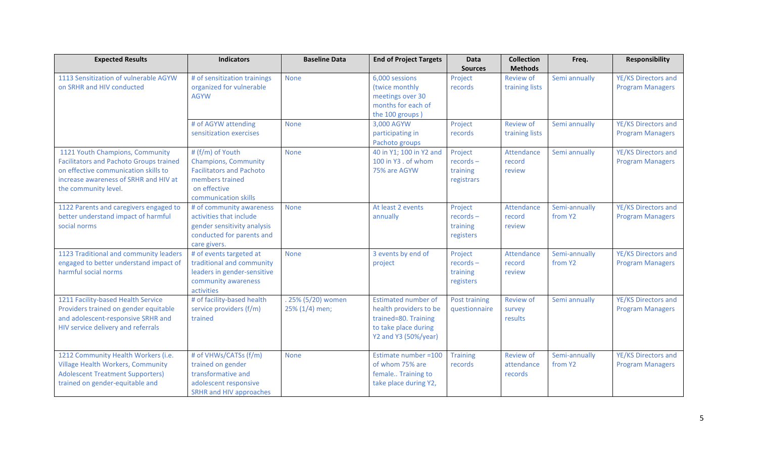| Expected Results | Indicators | Baseline Data | End of Project Targets | Data Sources | Collection Methods | Freq. | Responsibility |
|---|---|---|---|---|---|---|---|
| 1113 Sensitization of vulnerable AGYW on SRHR and HIV conducted | # of sensitization trainings organized for vulnerable AGYW | None | 6,000 sessions (twice monthly meetings over 30 months for each of the 100 groups ) | Project records | Review of training lists | Semi annually | YE/KS Directors and Program Managers |
| | # of AGYW attending sensitization exercises | None | 3,000 AGYW participating in Pachoto groups | Project records | Review of training lists | Semi annually | YE/KS Directors and Program Managers |
| 1121 Youth Champions, Community Facilitators and Pachoto Groups trained on effective communication skills to increase awareness of SRHR and HIV at the community level. | # (f/m) of Youth Champions, Community Facilitators and Pachoto members trained on effective communication skills | None | 40 in Y1; 100 in Y2 and 100 in Y3 . of whom 75% are AGYW | Project records – training registrars | Attendance record review | Semi annually | YE/KS Directors and Program Managers |
| 1122 Parents and caregivers engaged to better understand impact of harmful social norms | # of community awareness activities that include gender sensitivity analysis conducted for parents and care givers. | None | At least 2 events annually | Project records – training registers | Attendance record review | Semi-annually from Y2 | YE/KS Directors and Program Managers |
| 1123 Traditional and community leaders engaged to better understand impact of harmful social norms | # of events targeted at traditional and community leaders in gender-sensitive community awareness activities | None | 3 events by end of project | Project records – training registers | Attendance record review | Semi-annually from Y2 | YE/KS Directors and Program Managers |
| 1211 Facility-based Health Service Providers trained on gender equitable and adolescent-responsive SRHR and HIV service delivery and referrals | # of facility-based health service providers (f/m) trained | . 25% (5/20) women 25% (1/4) men; | Estimated number of health providers to be trained=80. Training to take place during Y2 and Y3 (50%/year) | Post training questionnaire | Review of survey results | Semi annually | YE/KS Directors and Program Managers |
| 1212 Community Health Workers (i.e. Village Health Workers, Community Adolescent Treatment Supporters) trained on gender-equitable and | # of VHWs/CATSs (f/m) trained on gender transformative and adolescent responsive SRHR and HIV approaches | None | Estimate number =100 of whom 75% are female.. Training to take place during Y2, | Training records | Review of attendance records | Semi-annually from Y2 | YE/KS Directors and Program Managers |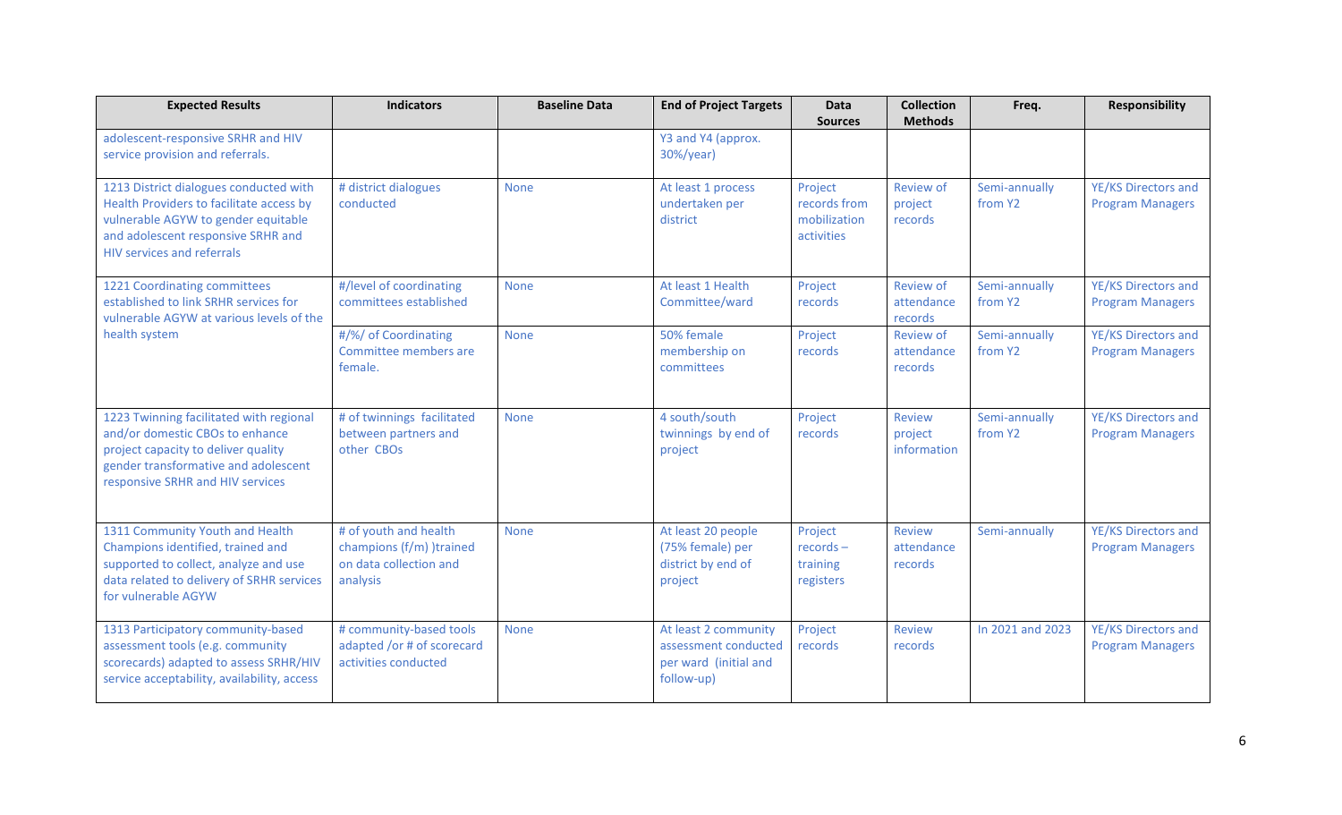| Expected Results | Indicators | Baseline Data | End of Project Targets | Data Sources | Collection Methods | Freq. | Responsibility |
|---|---|---|---|---|---|---|---|
| adolescent-responsive SRHR and HIV service provision and referrals. | | | Y3 and Y4 (approx. 30%/year) | | | | |
| 1213 District dialogues conducted with Health Providers to facilitate access by vulnerable AGYW to gender equitable and adolescent responsive SRHR and HIV services and referrals | # district dialogues conducted | None | At least 1 process undertaken per district | Project records from mobilization activities | Review of project records | Semi-annually from Y2 | YE/KS Directors and Program Managers |
| 1221 Coordinating committees established to link SRHR services for vulnerable AGYW at various levels of the health system | #/level of coordinating committees established | None | At least 1 Health Committee/ward | Project records | Review of attendance records | Semi-annually from Y2 | YE/KS Directors and Program Managers |
| | #/%/ of Coordinating Committee members are female. | None | 50% female membership on committees | Project records | Review of attendance records | Semi-annually from Y2 | YE/KS Directors and Program Managers |
| 1223 Twinning facilitated with regional and/or domestic CBOs to enhance project capacity to deliver quality gender transformative and adolescent responsive SRHR and HIV services | # of twinnings facilitated between partners and other CBOs | None | 4 south/south twinnings by end of project | Project records | Review project information | Semi-annually from Y2 | YE/KS Directors and Program Managers |
| 1311 Community Youth and Health Champions identified, trained and supported to collect, analyze and use data related to delivery of SRHR services for vulnerable AGYW | # of youth and health champions (f/m) )trained on data collection and analysis | None | At least 20 people (75% female) per district by end of project | Project records – training registers | Review attendance records | Semi-annually | YE/KS Directors and Program Managers |
| 1313 Participatory community-based assessment tools (e.g. community scorecards) adapted to assess SRHR/HIV service acceptability, availability, access | # community-based tools adapted /or # of scorecard activities conducted | None | At least 2 community assessment conducted per ward (initial and follow-up) | Project records | Review records | In 2021 and 2023 | YE/KS Directors and Program Managers |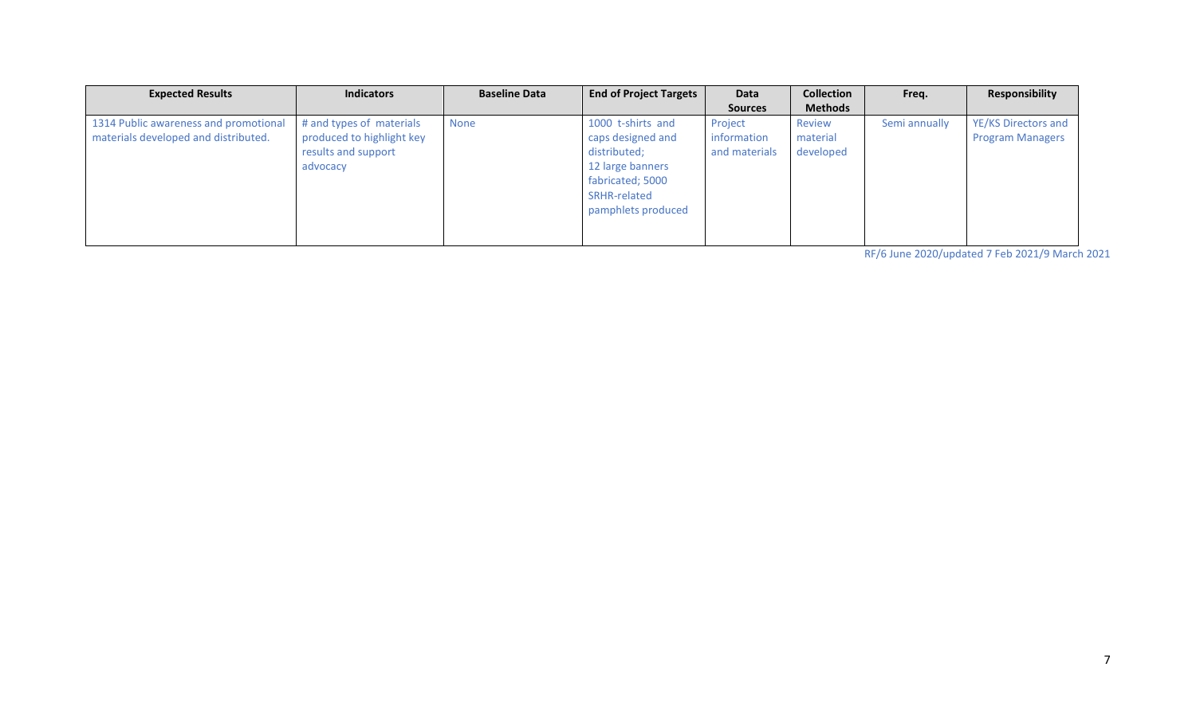| Expected Results | Indicators | Baseline Data | End of Project Targets | Data Sources | Collection Methods | Freq. | Responsibility |
|---|---|---|---|---|---|---|---|
| 1314 Public awareness and promotional materials developed and distributed. | # and types of materials produced to highlight key results and support advocacy | None | 1000 t-shirts and caps designed and distributed; 12 large banners fabricated; 5000 SRHR-related pamphlets produced | Project information and materials | Review material developed | Semi annually | YE/KS Directors and Program Managers |

RF/6 June 2020/updated 7 Feb 2021/9 March 2021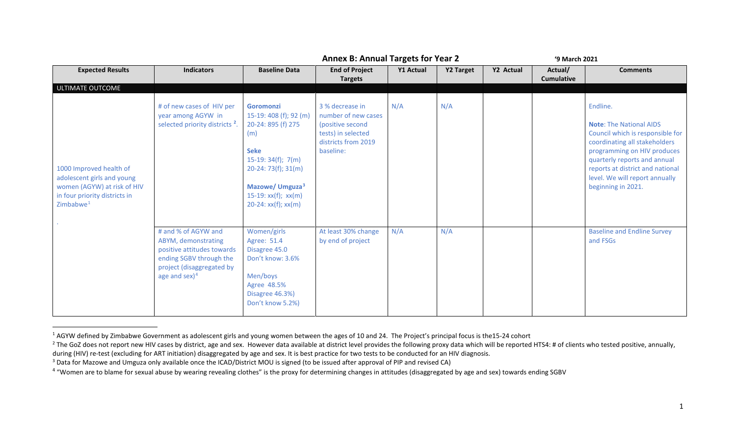## Annex B: Annual Targets for Year 2

'9 March 2021

| Expected Results | Indicators | Baseline Data | End of Project Targets | Y1 Actual | Y2 Target | Y2 Actual | Actual/ Cumulative | Comments |
|---|---|---|---|---|---|---|---|---|
| ULTIMATE OUTCOME | | | | | | | | |
| 1000 Improved health of adolescent girls and young women (AGYW) at risk of HIV in four priority districts in Zimbabwe[1] . | # of new cases of HIV per year among AGYW in selected priority districts [2]. | **Goromonzi** 15-19: 408 (f); 92 (m) 20-24: 895 (f) 275 (m) **Seke** 15-19: 34(f); 7(m) 20-24: 73(f); 31(m) **Mazowe/ Umguza**[3] 15-19: xx(f); xx(m) 20-24: xx(f); xx(m) | 3 % decrease in number of new cases (positive second tests) in selected districts from 2019 baseline: | N/A | N/A | | | Endline. **Note**: The National AIDS Council which is responsible for coordinating all stakeholders programming on HIV produces quarterly reports and annual reports at district and national level. We will report annually beginning in 2021. |
| | # and % of AGYW and ABYM, demonstrating positive attitudes towards ending SGBV through the project (disaggregated by age and sex)[4] | Women/girls Agree: 51.4 Disagree 45.0 Don't know: 3.6% Men/boys Agree 48.5% Disagree 46.3%) Don't know 5.2%) | At least 30% change by end of project | N/A | N/A | | | Baseline and Endline Survey and FSGs |

[1] AGYW defined by Zimbabwe Government as adolescent girls and young women between the ages of 10 and 24. The Project's principal focus is the15-24 cohort

[2] The GoZ does not report new HIV cases by district, age and sex. However data available at district level provides the following proxy data which will be reported HTS4: # of clients who tested positive, annually, during (HIV) re-test (excluding for ART initiation) disaggregated by age and sex. It is best practice for two tests to be conducted for an HIV diagnosis.

[3] Data for Mazowe and Umguza only available once the ICAD/District MOU is signed (to be issued after approval of PIP and revised CA)

[4] "Women are to blame for sexual abuse by wearing revealing clothes" is the proxy for determining changes in attitudes (disaggregated by age and sex) towards ending SGBV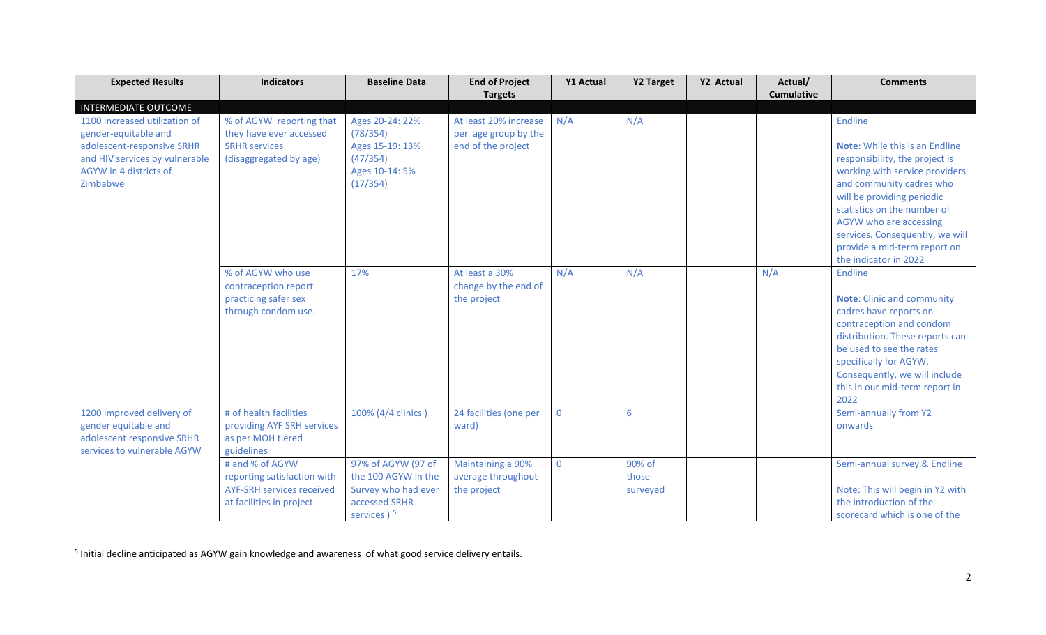| Expected Results | Indicators | Baseline Data | End of Project Targets | Y1 Actual | Y2 Target | Y2 Actual | Actual/ Cumulative | Comments |
|---|---|---|---|---|---|---|---|---|
| INTERMEDIATE OUTCOME | | | | | | | | |
| 1100 Increased utilization of gender-equitable and adolescent-responsive SRHR and HIV services by vulnerable AGYW in 4 districts of Zimbabwe | % of AGYW reporting that they have ever accessed SRHR services (disaggregated by age) | Ages 20-24: 22% (78/354)<br>Ages 15-19: 13% (47/354)<br>Ages 10-14: 5% (17/354) | At least 20% increase per age group by the end of the project | N/A | N/A | | | Endline<br><br>**Note**: While this is an Endline responsibility, the project is working with service providers and community cadres who will be providing periodic statistics on the number of AGYW who are accessing services. Consequently, we will provide a mid-term report on the indicator in 2022 |
| | % of AGYW who use contraception report practicing safer sex through condom use. | 17% | At least a 30% change by the end of the project | N/A | N/A | | N/A | Endline<br><br>**Note**: Clinic and community cadres have reports on contraception and condom distribution. These reports can be used to see the rates specifically for AGYW. Consequently, we will include this in our mid-term report in 2022 |
| 1200 Improved delivery of gender equitable and adolescent responsive SRHR services to vulnerable AGYW | # of health facilities providing AYF SRH services as per MOH tiered guidelines | 100% (4/4 clinics ) | 24 facilities (one per ward) | 0 | 6 | | | Semi-annually from Y2 onwards |
| | # and % of AGYW reporting satisfaction with AYF-SRH services received at facilities in project | 97% of AGYW (97 of the 100 AGYW in the Survey who had ever accessed SRHR services ) [5] | Maintaining a 90% average throughout the project | 0 | 90% of those surveyed | | | Semi-annual survey & Endline<br><br>Note: This will begin in Y2 with the introduction of the scorecard which is one of the |

[5] Initial decline anticipated as AGYW gain knowledge and awareness of what good service delivery entails.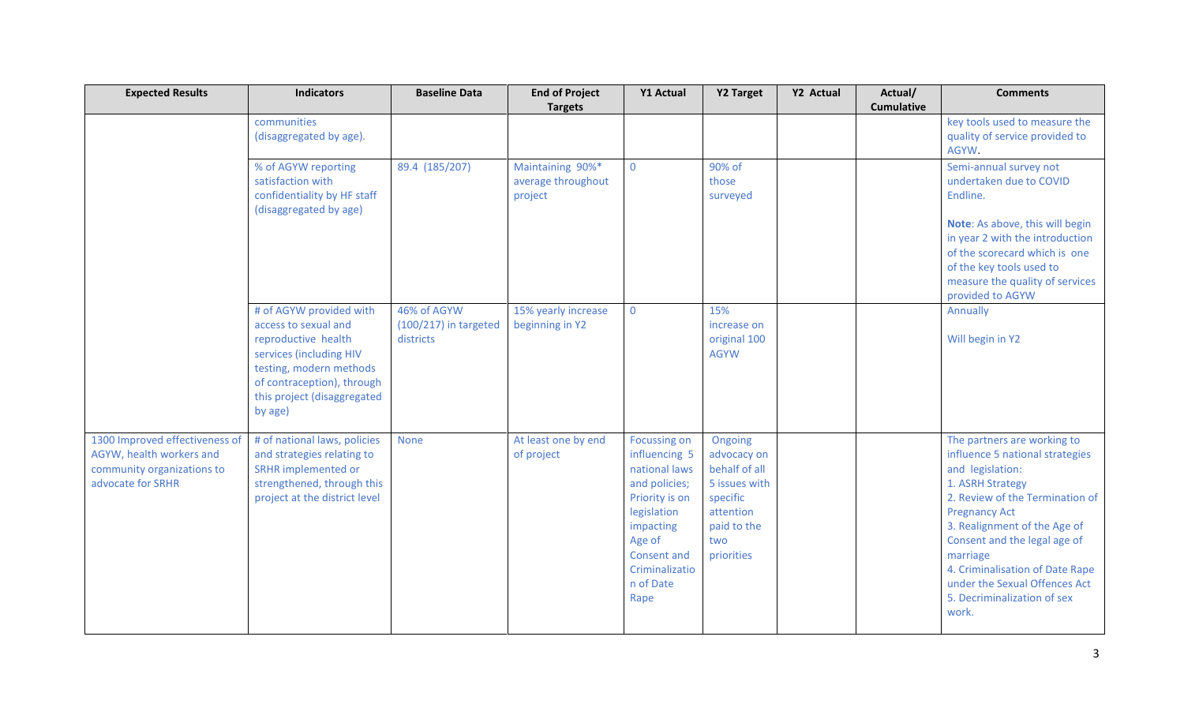| Expected Results | Indicators | Baseline Data | End of Project Targets | Y1 Actual | Y2 Target | Y2 Actual | Actual/ Cumulative | Comments |
|---|---|---|---|---|---|---|---|---|
| | communities (disaggregated by age). | | | | | | | key tools used to measure the quality of service provided to AGYW. |
| | % of AGYW reporting satisfaction with confidentiality by HF staff (disaggregated by age) | 89.4 (185/207) | Maintaining 90%* average throughout project | 0 | 90% of those surveyed | | | Semi-annual survey not undertaken due to COVID Endline.<br><br>**Note**: As above, this will begin in year 2 with the introduction of the scorecard which is one of the key tools used to measure the quality of services provided to AGYW |
| | # of AGYW provided with access to sexual and reproductive health services (including HIV testing, modern methods of contraception), through this project (disaggregated by age) | 46% of AGYW (100/217) in targeted districts | 15% yearly increase beginning in Y2 | 0 | 15% increase on original 100 AGYW | | | Annually<br><br>Will begin in Y2 |
| 1300 Improved effectiveness of AGYW, health workers and community organizations to advocate for SRHR | # of national laws, policies and strategies relating to SRHR implemented or strengthened, through this project at the district level | None | At least one by end of project | Focussing on influencing 5 national laws and policies; Priority is on legislation impacting Age of Consent and Criminalization of Date Rape | Ongoing advocacy on behalf of all 5 issues with specific attention paid to the two priorities | | | The partners are working to influence 5 national strategies and legislation:<br>1. ASRH Strategy<br>2. Review of the Termination of Pregnancy Act<br>3. Realignment of the Age of Consent and the legal age of marriage<br>4. Criminalisation of Date Rape under the Sexual Offences Act<br>5. Decriminalization of sex work. |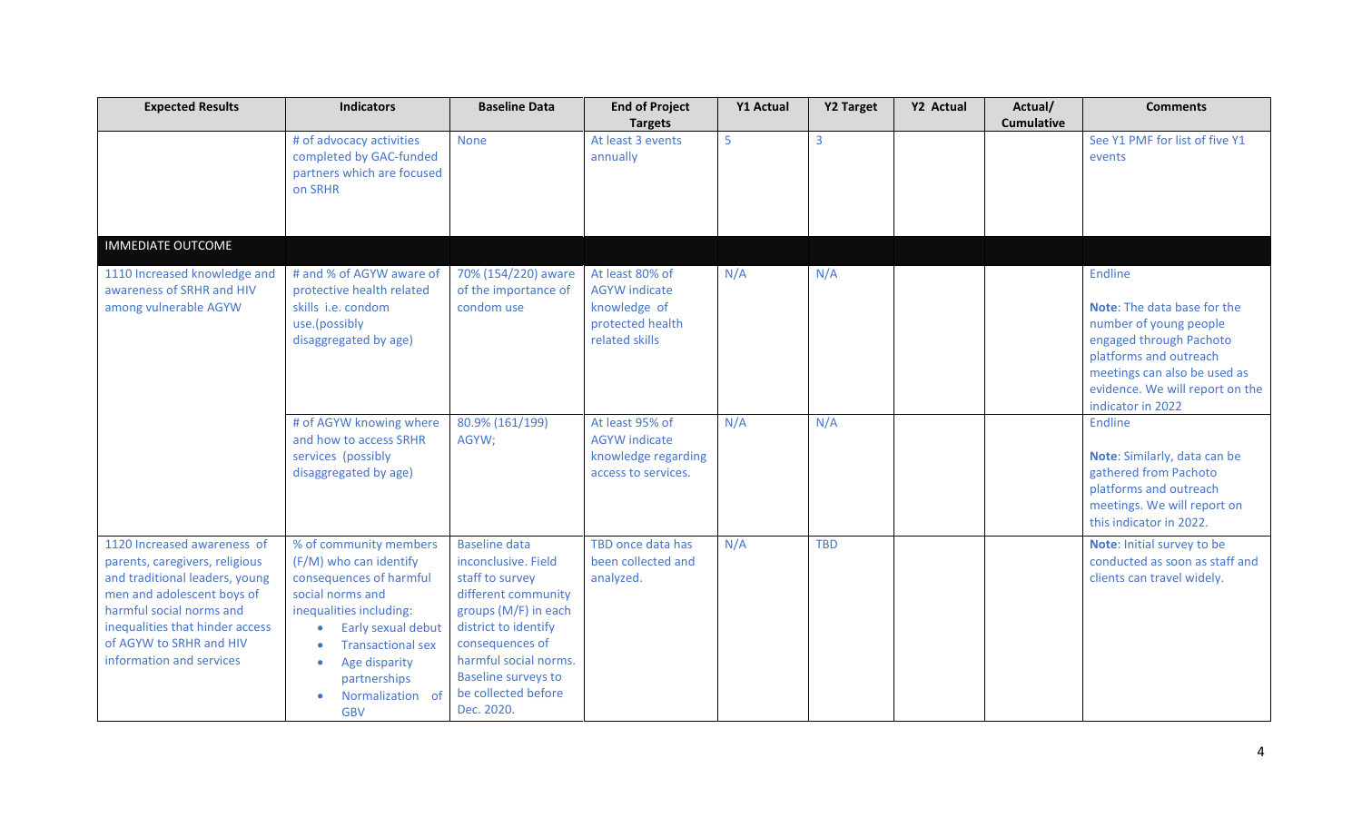| Expected Results | Indicators | Baseline Data | End of Project Targets | Y1 Actual | Y2 Target | Y2 Actual | Actual/ Cumulative | Comments |
|---|---|---|---|---|---|---|---|---|
| | # of advocacy activities completed by GAC-funded partners which are focused on SRHR | None | At least 3 events annually | 5 | 3 | | | See Y1 PMF for list of five Y1 events |
| IMMEDIATE OUTCOME | | | | | | | | |
| 1110 Increased knowledge and awareness of SRHR and HIV among vulnerable AGYW | # and % of AGYW aware of protective health related skills i.e. condom use.(possibly disaggregated by age) | 70% (154/220) aware of the importance of condom use | At least 80% of AGYW indicate knowledge of protected health related skills | N/A | N/A | | | Endline<br><br>**Note**: The data base for the number of young people engaged through Pachoto platforms and outreach meetings can also be used as evidence. We will report on the indicator in 2022 |
| | # of AGYW knowing where and how to access SRHR services (possibly disaggregated by age) | 80.9% (161/199) AGYW; | At least 95% of AGYW indicate knowledge regarding access to services. | N/A | N/A | | | Endline<br><br>**Note**: Similarly, data can be gathered from Pachoto platforms and outreach meetings. We will report on this indicator in 2022. |
| 1120 Increased awareness of parents, caregivers, religious and traditional leaders, young men and adolescent boys of harmful social norms and inequalities that hinder access of AGYW to SRHR and HIV information and services | % of community members (F/M) who can identify consequences of harmful social norms and inequalities including:<br>• Early sexual debut<br>• Transactional sex<br>• Age disparity partnerships<br>• Normalization of GBV | Baseline data inconclusive. Field staff to survey different community groups (M/F) in each district to identify consequences of harmful social norms. Baseline surveys to be collected before Dec. 2020. | TBD once data has been collected and analyzed. | N/A | TBD | | | **Note**: Initial survey to be conducted as soon as staff and clients can travel widely. |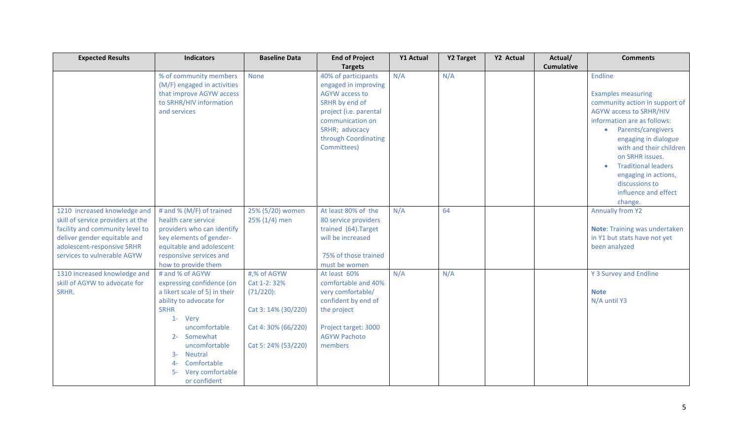| Expected Results | Indicators | Baseline Data | End of Project Targets | Y1 Actual | Y2 Target | Y2 Actual | Actual/ Cumulative | Comments |
|---|---|---|---|---|---|---|---|---|
| | % of community members (M/F) engaged in activities that improve AGYW access to SRHR/HIV information and services | None | 40% of participants engaged in improving AGYW access to SRHR by end of project (i.e. parental communication on SRHR; advocacy through Coordinating Committees) | N/A | N/A | | | Endline<br><br>Examples measuring community action in support of AGYW access to SRHR/HIV information are as follows:<br>• Parents/caregivers engaging in dialogue with and their children on SRHR issues.<br>• Traditional leaders engaging in actions, discussions to influence and effect change. |
| 1210 increased knowledge and skill of service providers at the facility and community level to deliver gender equitable and adolescent-responsive SRHR services to vulnerable AGYW | # and % (M/F) of trained health care service providers who can identify key elements of gender-equitable and adolescent responsive services and how to provide them | 25% (5/20) women<br>25% (1/4) men | At least 80% of the 80 service providers trained (64).Target will be increased<br><br>75% of those trained must be women | N/A | 64 | | | Annually from Y2<br><br>**Note**: Training was undertaken in Y1 but stats have not yet been analyzed |
| 1310 Increased knowledge and skill of AGYW to advocate for SRHR. | # and % of AGYW expressing confidence (on a likert scale of 5) in their ability to advocate for SRHR<br>1- Very uncomfortable<br>2- Somewhat uncomfortable<br>3- Neutral<br>4- Comfortable<br>5- Very comfortable or confident | #,% of AGYW<br>Cat 1-2: 32% (71/220):<br><br>Cat 3: 14% (30/220)<br><br>Cat 4: 30% (66/220)<br><br>Cat 5: 24% (53/220) | At least 60% comfortable and 40% very comfortable/ confident by end of the project<br><br>Project target: 3000 AGYW Pachoto members | N/A | N/A | | | Y 3 Survey and Endline<br><br>**Note**<br>N/A until Y3 |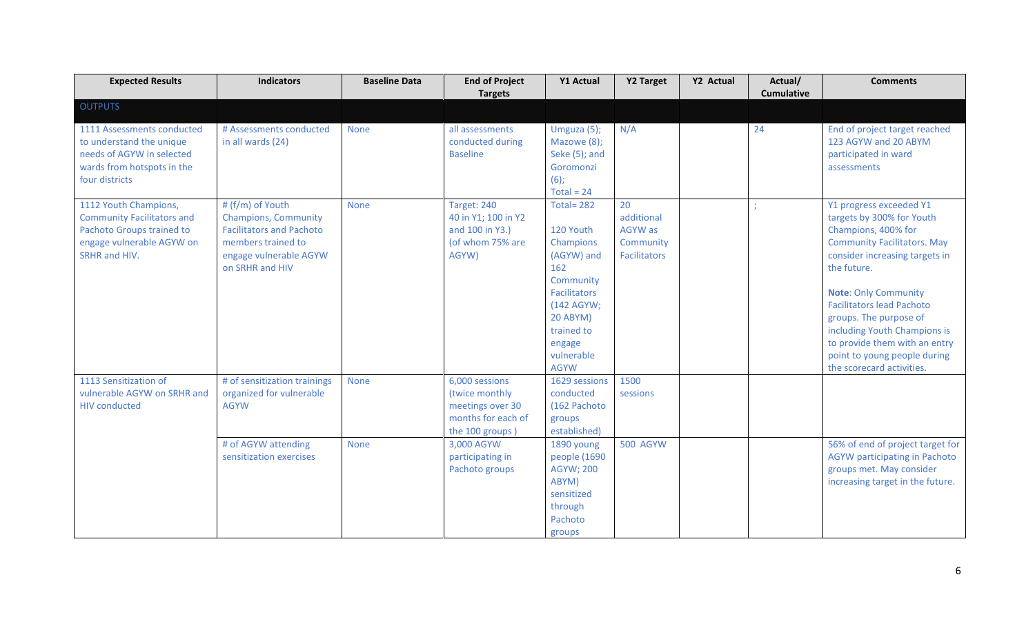| Expected Results | Indicators | Baseline Data | End of Project Targets | Y1 Actual | Y2 Target | Y2 Actual | Actual/ Cumulative | Comments |
|---|---|---|---|---|---|---|---|---|
| OUTPUTS | | | | | | | | |
| 1111 Assessments conducted to understand the unique needs of AGYW in selected wards from hotspots in the four districts | # Assessments conducted in all wards (24) | None | all assessments conducted during Baseline | Umguza (5); Mazowe (8); Seke (5); and Goromonzi (6); Total = 24 | N/A | | 24 | End of project target reached 123 AGYW and 20 ABYM participated in ward assessments |
| 1112 Youth Champions, Community Facilitators and Pachoto Groups trained to engage vulnerable AGYW on SRHR and HIV. | # (f/m) of Youth Champions, Community Facilitators and Pachoto members trained to engage vulnerable AGYW on SRHR and HIV | None | Target: 240 40 in Y1; 100 in Y2 and 100 in Y3.) (of whom 75% are AGYW) | Total= 282 120 Youth Champions (AGYW) and 162 Community Facilitators (142 AGYW; 20 ABYM) trained to engage vulnerable AGYW | 20 additional AGYW as Community Facilitators | | ; | Y1 progress exceeded Y1 targets by 300% for Youth Champions, 400% for Community Facilitators. May consider increasing targets in the future. **Note**: Only Community Facilitators lead Pachoto groups. The purpose of including Youth Champions is to provide them with an entry point to young people during the scorecard activities. |
| 1113 Sensitization of vulnerable AGYW on SRHR and HIV conducted | # of sensitization trainings organized for vulnerable AGYW | None | 6,000 sessions (twice monthly meetings over 30 months for each of the 100 groups ) | 1629 sessions conducted (162 Pachoto groups established) | 1500 sessions | | | |
| | # of AGYW attending sensitization exercises | None | 3,000 AGYW participating in Pachoto groups | 1890 young people (1690 AGYW; 200 ABYM) sensitized through Pachoto groups | 500 AGYW | | | 56% of end of project target for AGYW participating in Pachoto groups met. May consider increasing target in the future. |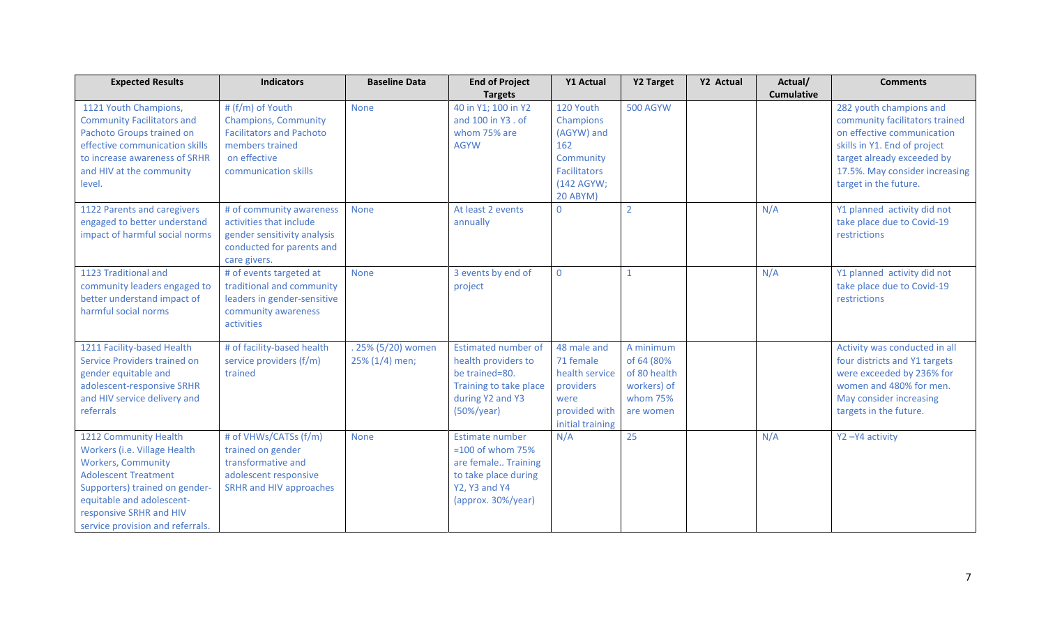| Expected Results | Indicators | Baseline Data | End of Project Targets | Y1 Actual | Y2 Target | Y2 Actual | Actual/ Cumulative | Comments |
|---|---|---|---|---|---|---|---|---|
| 1121 Youth Champions, Community Facilitators and Pachoto Groups trained on effective communication skills to increase awareness of SRHR and HIV at the community level. | # (f/m) of Youth Champions, Community Facilitators and Pachoto members trained on effective communication skills | None | 40 in Y1; 100 in Y2 and 100 in Y3 . of whom 75% are AGYW | 120 Youth Champions (AGYW) and 162 Community Facilitators (142 AGYW; 20 ABYM) | 500 AGYW | | | 282 youth champions and community facilitators trained on effective communication skills in Y1. End of project target already exceeded by 17.5%. May consider increasing target in the future. |
| 1122 Parents and caregivers engaged to better understand impact of harmful social norms | # of community awareness activities that include gender sensitivity analysis conducted for parents and care givers. | None | At least 2 events annually | 0 | 2 | | N/A | Y1 planned activity did not take place due to Covid-19 restrictions |
| 1123 Traditional and community leaders engaged to better understand impact of harmful social norms | # of events targeted at traditional and community leaders in gender-sensitive community awareness activities | None | 3 events by end of project | 0 | 1 | | N/A | Y1 planned activity did not take place due to Covid-19 restrictions |
| 1211 Facility-based Health Service Providers trained on gender equitable and adolescent-responsive SRHR and HIV service delivery and referrals | # of facility-based health service providers (f/m) trained | . 25% (5/20) women 25% (1/4) men; | Estimated number of health providers to be trained=80. Training to take place during Y2 and Y3 (50%/year) | 48 male and 71 female health service providers were provided with initial training | A minimum of 64 (80% of 80 health workers) of whom 75% are women | | | Activity was conducted in all four districts and Y1 targets were exceeded by 236% for women and 480% for men. May consider increasing targets in the future. |
| 1212 Community Health Workers (i.e. Village Health Workers, Community Adolescent Treatment Supporters) trained on gender-equitable and adolescent-responsive SRHR and HIV service provision and referrals. | # of VHWs/CATSs (f/m) trained on gender transformative and adolescent responsive SRHR and HIV approaches | None | Estimate number =100 of whom 75% are female.. Training to take place during Y2, Y3 and Y4 (approx. 30%/year) | N/A | 25 | | N/A | Y2 –Y4 activity |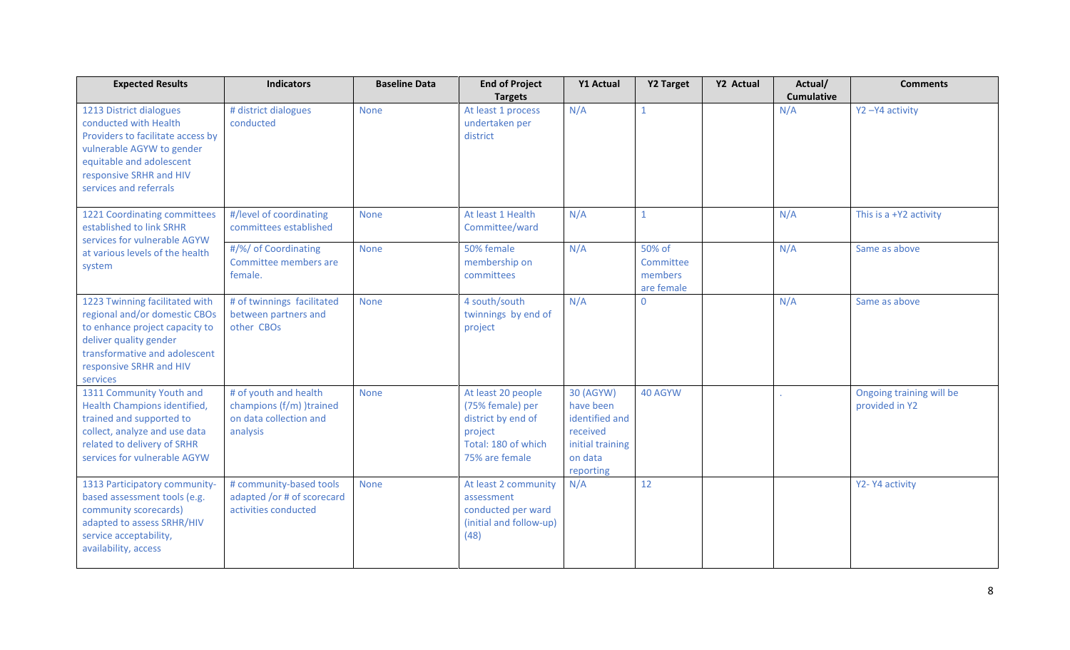| Expected Results | Indicators | Baseline Data | End of Project Targets | Y1 Actual | Y2 Target | Y2 Actual | Actual/ Cumulative | Comments |
|---|---|---|---|---|---|---|---|---|
| 1213 District dialogues conducted with Health Providers to facilitate access by vulnerable AGYW to gender equitable and adolescent responsive SRHR and HIV services and referrals | # district dialogues conducted | None | At least 1 process undertaken per district | N/A | 1 | | N/A | Y2 –Y4 activity |
| 1221 Coordinating committees established to link SRHR services for vulnerable AGYW at various levels of the health system | #/level of coordinating committees established | None | At least 1 Health Committee/ward | N/A | 1 | | N/A | This is a +Y2 activity |
| | #/%/ of Coordinating Committee members are female. | None | 50% female membership on committees | N/A | 50% of Committee members are female | | N/A | Same as above |
| 1223 Twinning facilitated with regional and/or domestic CBOs to enhance project capacity to deliver quality gender transformative and adolescent responsive SRHR and HIV services | # of twinnings facilitated between partners and other CBOs | None | 4 south/south twinnings by end of project | N/A | 0 | | N/A | Same as above |
| 1311 Community Youth and Health Champions identified, trained and supported to collect, analyze and use data related to delivery of SRHR services for vulnerable AGYW | # of youth and health champions (f/m) )trained on data collection and analysis | None | At least 20 people (75% female) per district by end of project<br>Total: 180 of which 75% are female | 30 (AGYW) have been identified and received initial training on data reporting | 40 AGYW | | . | Ongoing training will be provided in Y2 |
| 1313 Participatory community-based assessment tools (e.g. community scorecards) adapted to assess SRHR/HIV service acceptability, availability, access | # community-based tools adapted /or # of scorecard activities conducted | None | At least 2 community assessment conducted per ward (initial and follow-up) (48) | N/A | 12 | | | Y2- Y4 activity |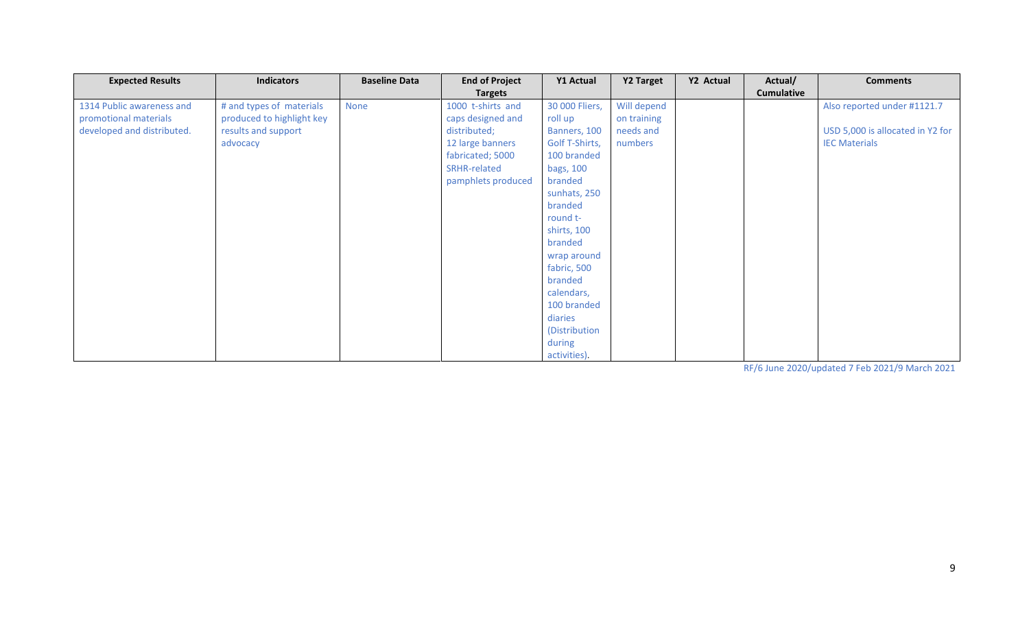| Expected Results | Indicators | Baseline Data | End of Project Targets | Y1 Actual | Y2 Target | Y2 Actual | Actual/ Cumulative | Comments |
|---|---|---|---|---|---|---|---|---|
| 1314 Public awareness and promotional materials developed and distributed. | # and types of materials produced to highlight key results and support advocacy | None | 1000 t-shirts and caps designed and distributed; 12 large banners fabricated; 5000 SRHR-related pamphlets produced | 30 000 Fliers, roll up Banners, 100 Golf T-Shirts, 100 branded bags, 100 branded sunhats, 250 branded round t-shirts, 100 branded wrap around fabric, 500 branded calendars, 100 branded diaries (Distribution during activities). | Will depend on training needs and numbers | | | Also reported under #1121.7<br><br>USD 5,000 is allocated in Y2 for IEC Materials |

RF/6 June 2020/updated 7 Feb 2021/9 March 2021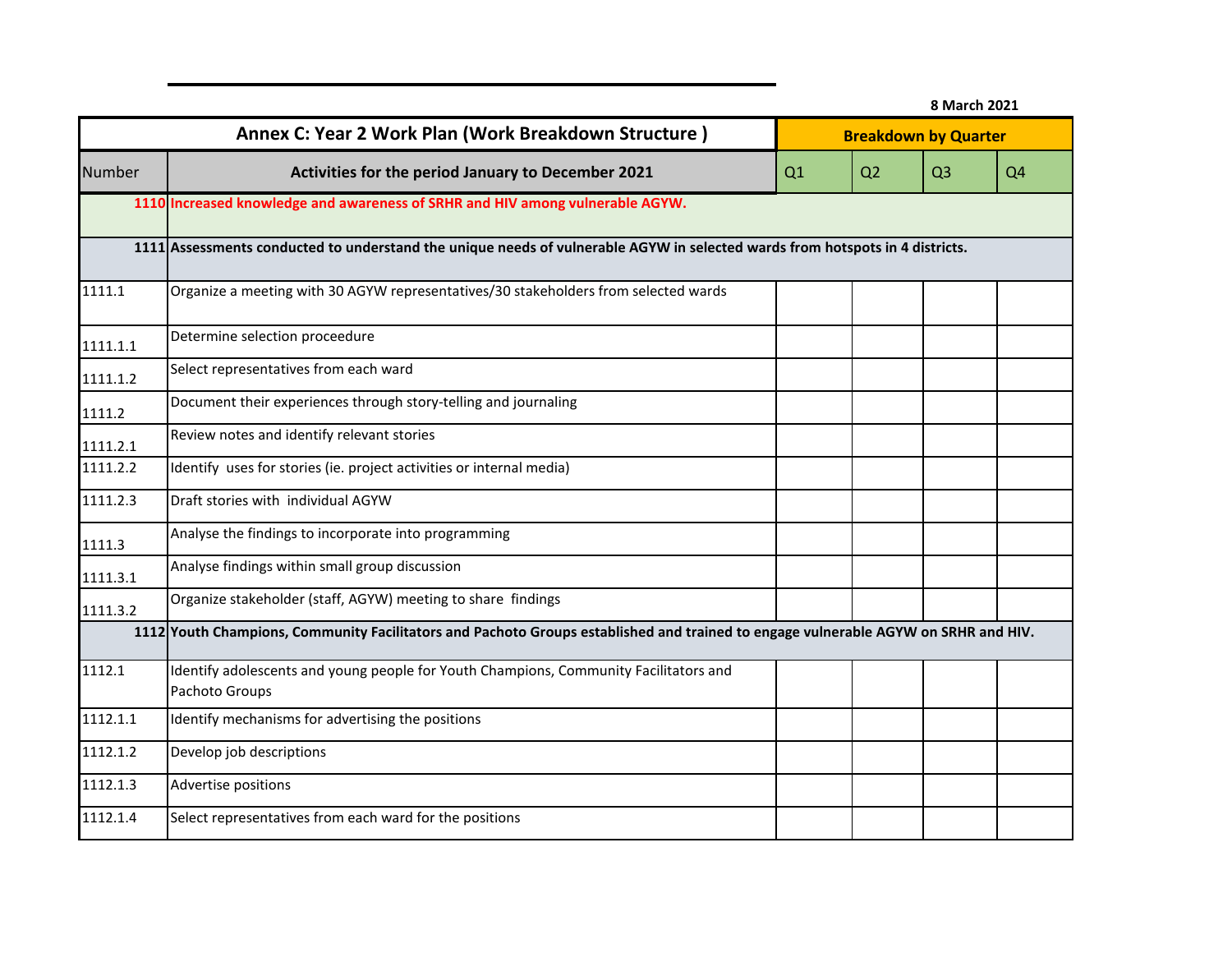8 March 2021

| Annex C: Year 2 Work Plan (Work Breakdown Structure ) | | Breakdown by Quarter | | | |
|---|---|---|---|---|---|
| Number | Activities for the period January to December 2021 | Q1 | Q2 | Q3 | Q4 |
| 1110 | **Increased knowledge and awareness of SRHR and HIV among vulnerable AGYW.** | | | | |
| 1111 | **Assessments conducted to understand the unique needs of vulnerable AGYW in selected wards from hotspots in 4 districts.** | | | | |
| 1111.1 | Organize a meeting with 30 AGYW representatives/30 stakeholders from selected wards | | | | |
| 1111.1.1 | Determine selection proceedure | | | | |
| 1111.1.2 | Select representatives from each ward | | | | |
| 1111.2 | Document their experiences through story-telling and journaling | | | | |
| 1111.2.1 | Review notes and identify relevant stories | | | | |
| 1111.2.2 | Identify uses for stories (ie. project activities or internal media) | | | | |
| 1111.2.3 | Draft stories with individual AGYW | | | | |
| 1111.3 | Analyse the findings to incorporate into programming | | | | |
| 1111.3.1 | Analyse findings within small group discussion | | | | |
| 1111.3.2 | Organize stakeholder (staff, AGYW) meeting to share findings | | | | |
| 1112 | **Youth Champions, Community Facilitators and Pachoto Groups established and trained to engage vulnerable AGYW on SRHR and HIV.** | | | | |
| 1112.1 | Identify adolescents and young people for Youth Champions, Community Facilitators and Pachoto Groups | | | | |
| 1112.1.1 | Identify mechanisms for advertising the positions | | | | |
| 1112.1.2 | Develop job descriptions | | | | |
| 1112.1.3 | Advertise positions | | | | |
| 1112.1.4 | Select representatives from each ward for the positions | | | | |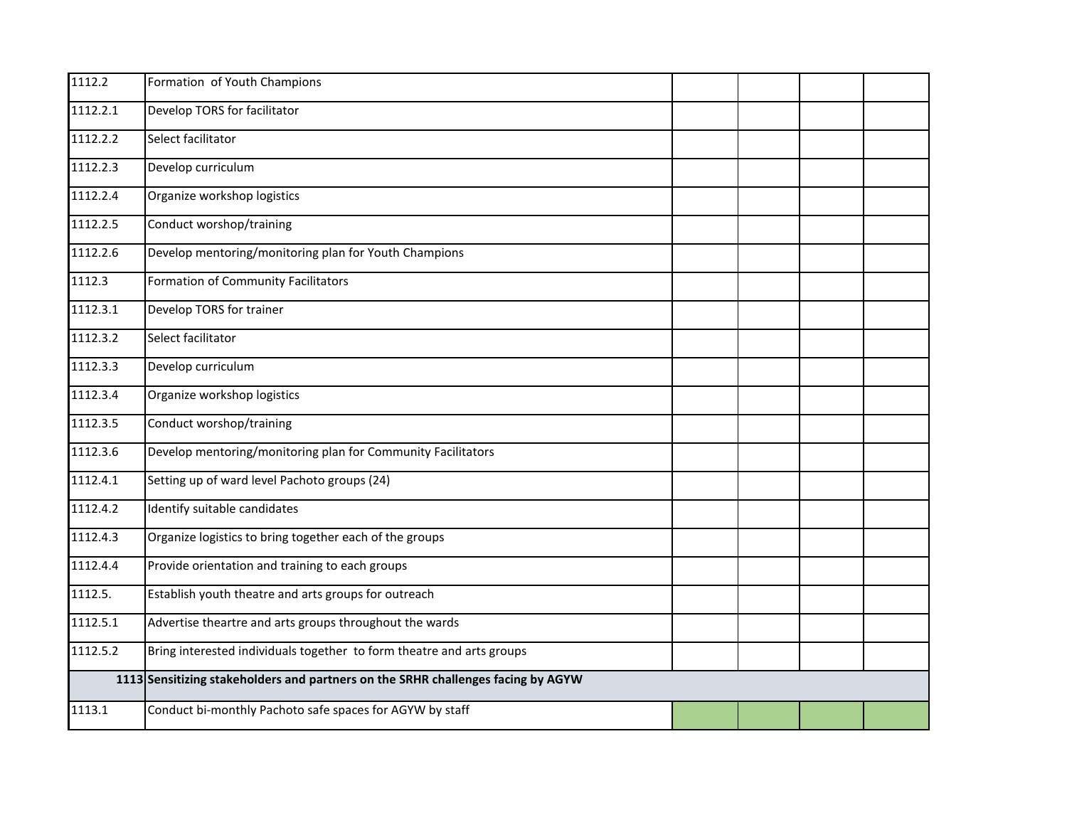| | | | | | |
|---|---|---|---|---|---|
| 1112.2 | Formation of Youth Champions | | | | |
| 1112.2.1 | Develop TORS for facilitator | | | | |
| 1112.2.2 | Select facilitator | | | | |
| 1112.2.3 | Develop curriculum | | | | |
| 1112.2.4 | Organize workshop logistics | | | | |
| 1112.2.5 | Conduct worshop/training | | | | |
| 1112.2.6 | Develop mentoring/monitoring plan for Youth Champions | | | | |
| 1112.3 | Formation of Community Facilitators | | | | |
| 1112.3.1 | Develop TORS for trainer | | | | |
| 1112.3.2 | Select facilitator | | | | |
| 1112.3.3 | Develop curriculum | | | | |
| 1112.3.4 | Organize workshop logistics | | | | |
| 1112.3.5 | Conduct worshop/training | | | | |
| 1112.3.6 | Develop mentoring/monitoring plan for Community Facilitators | | | | |
| 1112.4.1 | Setting up of ward level Pachoto groups (24) | | | | |
| 1112.4.2 | Identify suitable candidates | | | | |
| 1112.4.3 | Organize logistics to bring together each of the groups | | | | |
| 1112.4.4 | Provide orientation and training to each groups | | | | |
| 1112.5. | Establish youth theatre and arts groups for outreach | | | | |
| 1112.5.1 | Advertise theartre and arts groups throughout the wards | | | | |
| 1112.5.2 | Bring interested individuals together to form theatre and arts groups | | | | |
| **1113** | **Sensitizing stakeholders and partners on the SRHR challenges facing by AGYW** | | | | |
| 1113.1 | Conduct bi-monthly Pachoto safe spaces for AGYW by staff | | | | |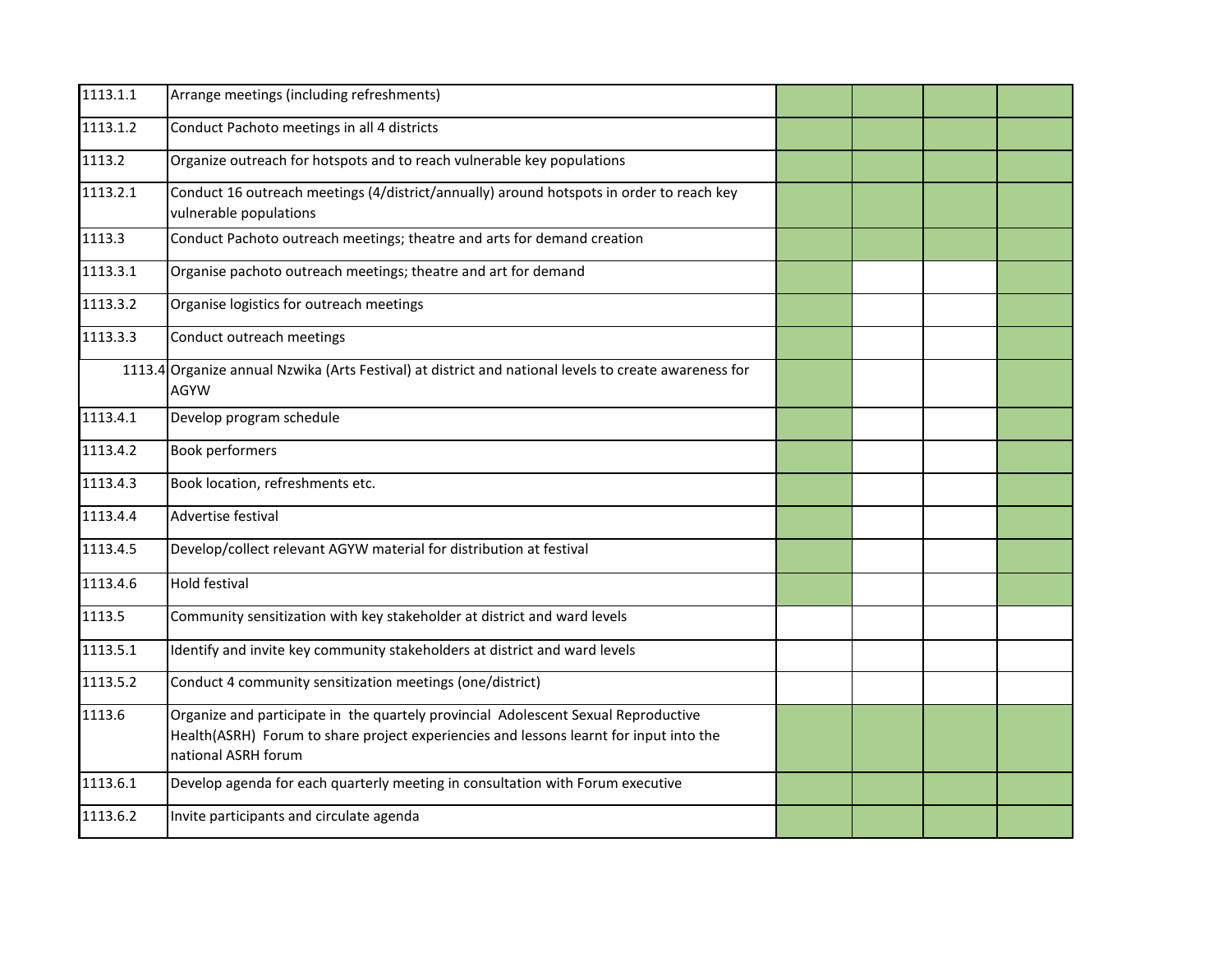| | | | | | |
|---|---|---|---|---|---|
| 1113.1.1 | Arrange meetings (including refreshments) | | | | |
| 1113.1.2 | Conduct Pachoto meetings in all 4 districts | | | | |
| 1113.2 | Organize outreach for hotspots and to reach vulnerable key populations | | | | |
| 1113.2.1 | Conduct 16 outreach meetings (4/district/annually) around hotspots in order to reach key vulnerable populations | | | | |
| 1113.3 | Conduct Pachoto outreach meetings; theatre and arts for demand creation | | | | |
| 1113.3.1 | Organise pachoto outreach meetings; theatre and art for demand | | | | |
| 1113.3.2 | Organise logistics for outreach meetings | | | | |
| 1113.3.3 | Conduct outreach meetings | | | | |
| 1113.4 | Organize annual Nzwika (Arts Festival) at district and national levels to create awareness for AGYW | | | | |
| 1113.4.1 | Develop program schedule | | | | |
| 1113.4.2 | Book performers | | | | |
| 1113.4.3 | Book location, refreshments etc. | | | | |
| 1113.4.4 | Advertise festival | | | | |
| 1113.4.5 | Develop/collect relevant AGYW material for distribution at festival | | | | |
| 1113.4.6 | Hold festival | | | | |
| 1113.5 | Community sensitization with key stakeholder at district and ward levels | | | | |
| 1113.5.1 | Identify and invite key community stakeholders at district and ward levels | | | | |
| 1113.5.2 | Conduct 4 community sensitization meetings (one/district) | | | | |
| 1113.6 | Organize and participate in the quartely provincial Adolescent Sexual Reproductive Health(ASRH) Forum to share project experiencies and lessons learnt for input into the national ASRH forum | | | | |
| 1113.6.1 | Develop agenda for each quarterly meeting in consultation with Forum executive | | | | |
| 1113.6.2 | Invite participants and circulate agenda | | | | |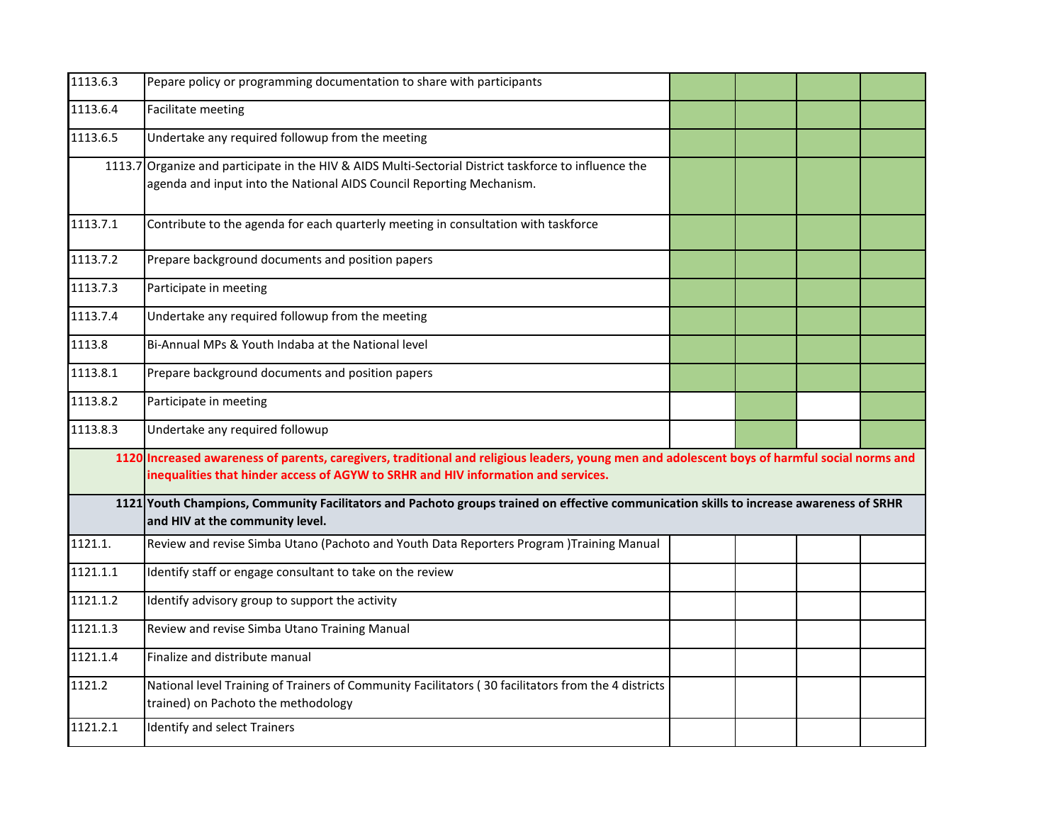| | | | | | |
|---|---|---|---|---|---|
| 1113.6.3 | Pepare policy or programming documentation to share with participants | | | | |
| 1113.6.4 | Facilitate meeting | | | | |
| 1113.6.5 | Undertake any required followup from the meeting | | | | |
| 1113.7 | Organize and participate in the HIV & AIDS Multi-Sectorial District taskforce to influence the agenda and input into the National AIDS Council Reporting Mechanism. | | | | |
| 1113.7.1 | Contribute to the agenda for each quarterly meeting in consultation with taskforce | | | | |
| 1113.7.2 | Prepare background documents and position papers | | | | |
| 1113.7.3 | Participate in meeting | | | | |
| 1113.7.4 | Undertake any required followup from the meeting | | | | |
| 1113.8 | Bi-Annual MPs & Youth Indaba at the National level | | | | |
| 1113.8.1 | Prepare background documents and position papers | | | | |
| 1113.8.2 | Participate in meeting | | | | |
| 1113.8.3 | Undertake any required followup | | | | |
| **1120** | **Increased awareness of parents, caregivers, traditional and religious leaders, young men and adolescent boys of harmful social norms and inequalities that hinder access of AGYW to SRHR and HIV information and services.** | | | | |
| **1121** | **Youth Champions, Community Facilitators and Pachoto groups trained on effective communication skills to increase awareness of SRHR and HIV at the community level.** | | | | |
| 1121.1. | Review and revise Simba Utano (Pachoto and Youth Data Reporters Program )Training Manual | | | | |
| 1121.1.1 | Identify staff or engage consultant to take on the review | | | | |
| 1121.1.2 | Identify advisory group to support the activity | | | | |
| 1121.1.3 | Review and revise Simba Utano Training Manual | | | | |
| 1121.1.4 | Finalize and distribute manual | | | | |
| 1121.2 | National level Training of Trainers of Community Facilitators ( 30 facilitators from the 4 districts trained) on Pachoto the methodology | | | | |
| 1121.2.1 | Identify and select Trainers | | | | |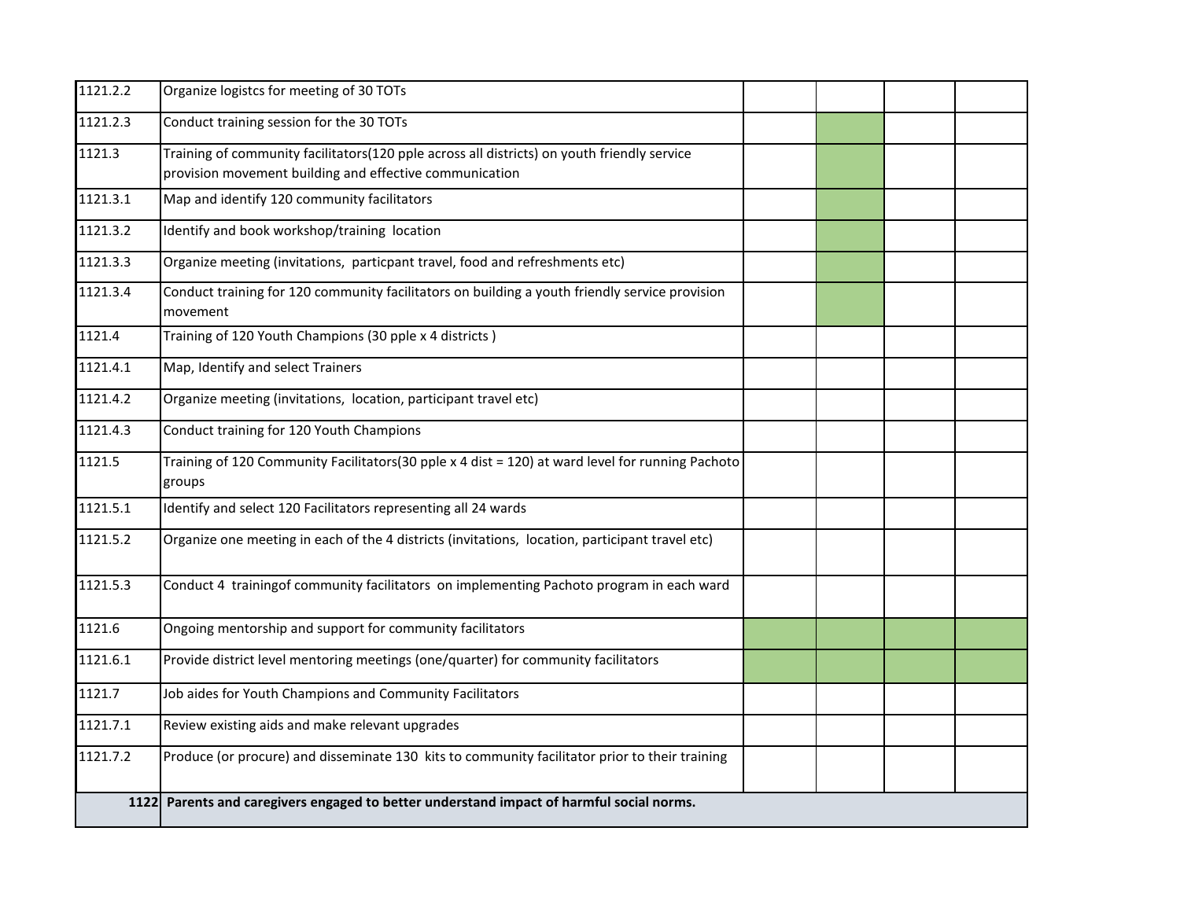| 1121.2.2 | Organize logistcs for meeting of 30 TOTs | | | | |
|---|---|---|---|---|---|
| 1121.2.3 | Conduct training session for the 30 TOTs | | | | |
| 1121.3 | Training of community facilitators(120 pple across all districts) on youth friendly service provision movement building and effective communication | | | | |
| 1121.3.1 | Map and identify 120 community facilitators | | | | |
| 1121.3.2 | Identify and book workshop/training location | | | | |
| 1121.3.3 | Organize meeting (invitations, particpant travel, food and refreshments etc) | | | | |
| 1121.3.4 | Conduct training for 120 community facilitators on building a youth friendly service provision movement | | | | |
| 1121.4 | Training of 120 Youth Champions (30 pple x 4 districts ) | | | | |
| 1121.4.1 | Map, Identify and select Trainers | | | | |
| 1121.4.2 | Organize meeting (invitations, location, participant travel etc) | | | | |
| 1121.4.3 | Conduct training for 120 Youth Champions | | | | |
| 1121.5 | Training of 120 Community Facilitators(30 pple x 4 dist = 120) at ward level for running Pachoto groups | | | | |
| 1121.5.1 | Identify and select 120 Facilitators representing all 24 wards | | | | |
| 1121.5.2 | Organize one meeting in each of the 4 districts (invitations, location, participant travel etc) | | | | |
| 1121.5.3 | Conduct 4 trainingof community facilitators on implementing Pachoto program in each ward | | | | |
| 1121.6 | Ongoing mentorship and support for community facilitators | | | | |
| 1121.6.1 | Provide district level mentoring meetings (one/quarter) for community facilitators | | | | |
| 1121.7 | Job aides for Youth Champions and Community Facilitators | | | | |
| 1121.7.1 | Review existing aids and make relevant upgrades | | | | |
| 1121.7.2 | Produce (or procure) and disseminate 130 kits to community facilitator prior to their training | | | | |
| **1122** | **Parents and caregivers engaged to better understand impact of harmful social norms.** | | | | |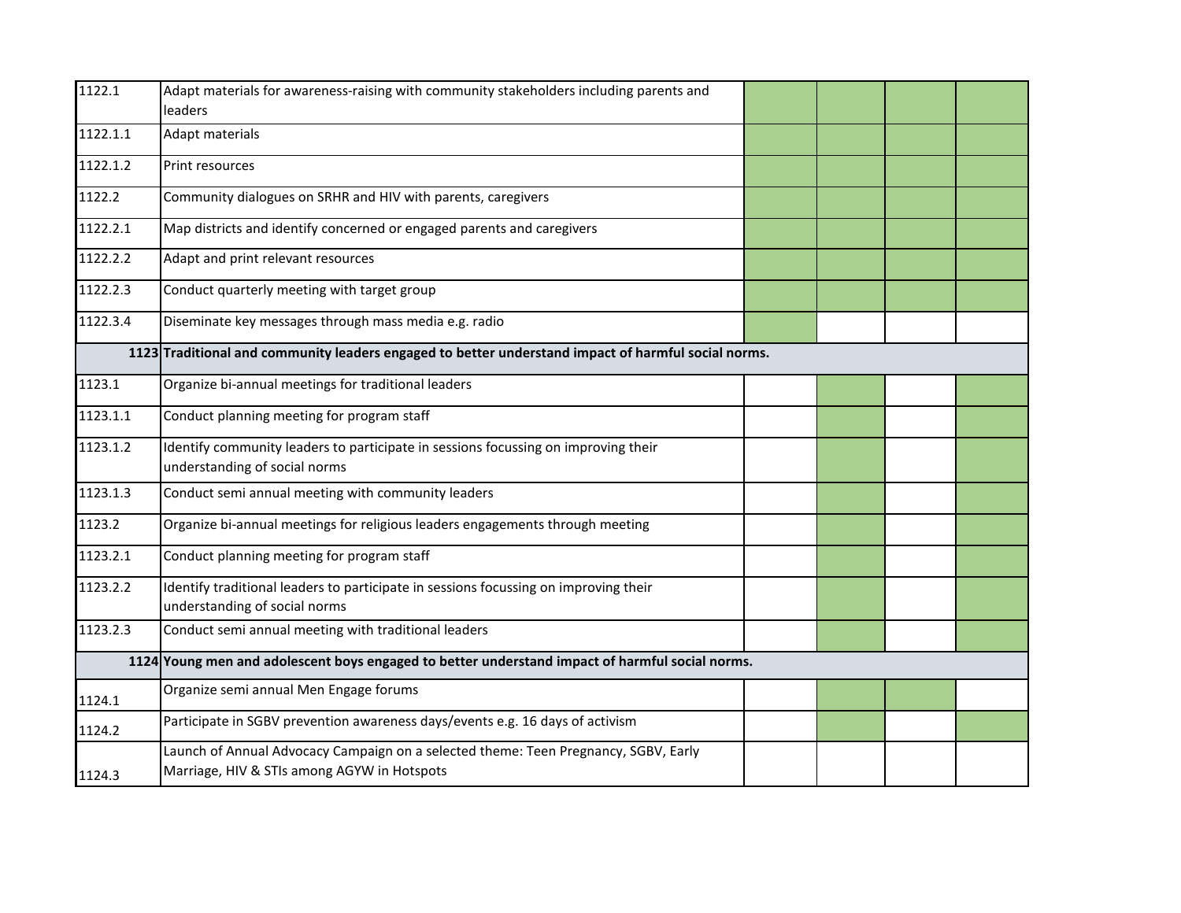| | | | | | |
|---|---|---|---|---|---|
| 1122.1 | Adapt materials for awareness-raising with community stakeholders including parents and leaders | | | | |
| 1122.1.1 | Adapt materials | | | | |
| 1122.1.2 | Print resources | | | | |
| 1122.2 | Community dialogues on SRHR and HIV with parents, caregivers | | | | |
| 1122.2.1 | Map districts and identify concerned or engaged parents and caregivers | | | | |
| 1122.2.2 | Adapt and print relevant resources | | | | |
| 1122.2.3 | Conduct quarterly meeting with target group | | | | |
| 1122.3.4 | Diseminate key messages through mass media e.g. radio | | | | |
| **1123** | **Traditional and community leaders engaged to better understand impact of harmful social norms.** | | | | |
| 1123.1 | Organize bi-annual meetings for traditional leaders | | | | |
| 1123.1.1 | Conduct planning meeting for program staff | | | | |
| 1123.1.2 | Identify community leaders to participate in sessions focussing on improving their understanding of social norms | | | | |
| 1123.1.3 | Conduct semi annual meeting with community leaders | | | | |
| 1123.2 | Organize bi-annual meetings for religious leaders engagements through meeting | | | | |
| 1123.2.1 | Conduct planning meeting for program staff | | | | |
| 1123.2.2 | Identify traditional leaders to participate in sessions focussing on improving their understanding of social norms | | | | |
| 1123.2.3 | Conduct semi annual meeting with traditional leaders | | | | |
| **1124** | **Young men and adolescent boys engaged to better understand impact of harmful social norms.** | | | | |
| 1124.1 | Organize semi annual Men Engage forums | | | | |
| 1124.2 | Participate in SGBV prevention awareness days/events e.g. 16 days of activism | | | | |
| 1124.3 | Launch of Annual Advocacy Campaign on a selected theme: Teen Pregnancy, SGBV, Early Marriage, HIV & STIs among AGYW in Hotspots | | | | |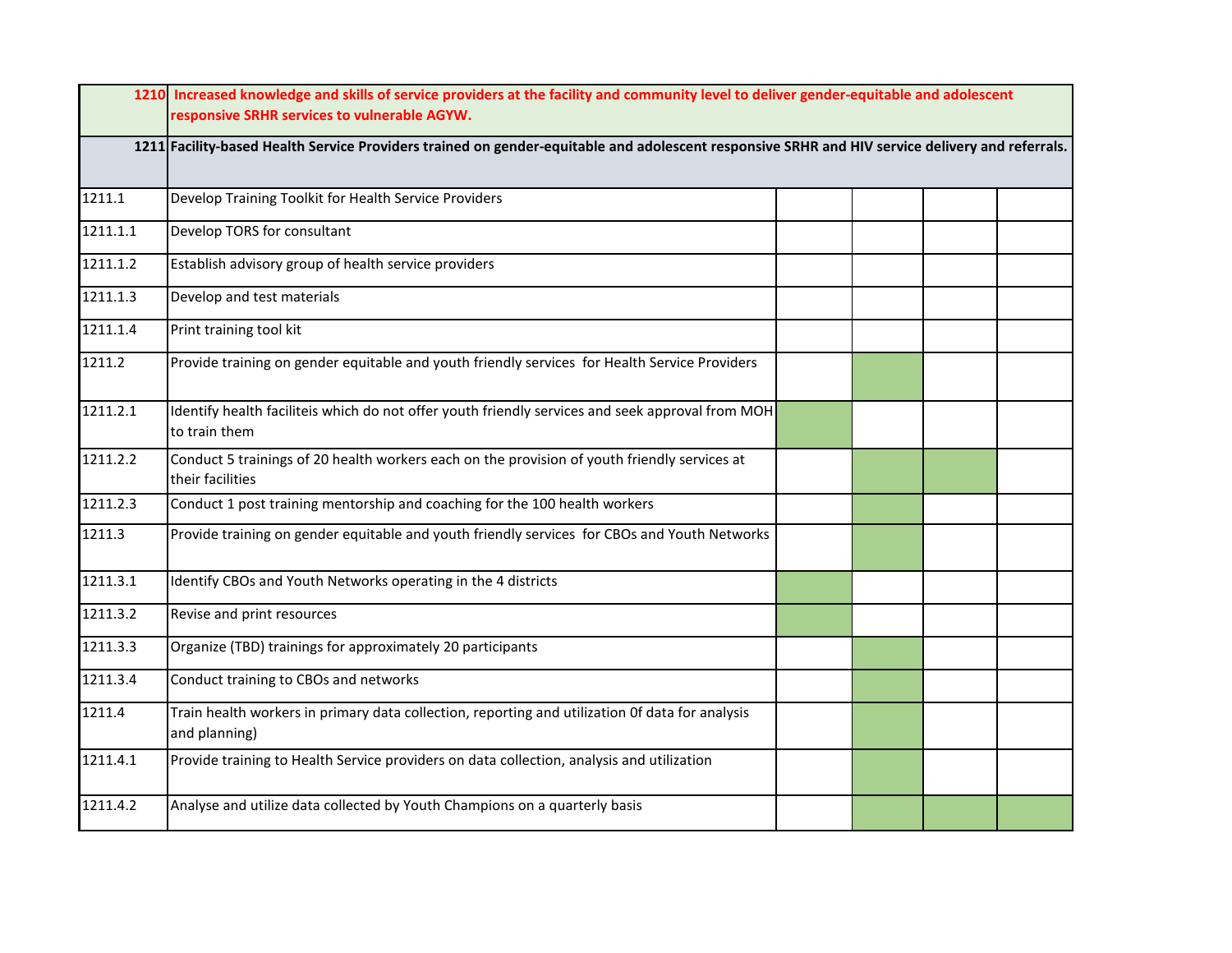| | | | | | |
|---|---|---|---|---|---|
| 1210 | **Increased knowledge and skills of service providers at the facility and community level to deliver gender-equitable and adolescent responsive SRHR services to vulnerable AGYW.** | | | | |
| 1211 | **Facility-based Health Service Providers trained on gender-equitable and adolescent responsive SRHR and HIV service delivery and referrals.** | | | | |
| 1211.1 | Develop Training Toolkit for Health Service Providers | | | | |
| 1211.1.1 | Develop TORS for consultant | | | | |
| 1211.1.2 | Establish advisory group of health service providers | | | | |
| 1211.1.3 | Develop and test materials | | | | |
| 1211.1.4 | Print training tool kit | | | | |
| 1211.2 | Provide training on gender equitable and youth friendly services for Health Service Providers | | | | |
| 1211.2.1 | Identify health faciliteis which do not offer youth friendly services and seek approval from MOH to train them | | | | |
| 1211.2.2 | Conduct 5 trainings of 20 health workers each on the provision of youth friendly services at their facilities | | | | |
| 1211.2.3 | Conduct 1 post training mentorship and coaching for the 100 health workers | | | | |
| 1211.3 | Provide training on gender equitable and youth friendly services for CBOs and Youth Networks | | | | |
| 1211.3.1 | Identify CBOs and Youth Networks operating in the 4 districts | | | | |
| 1211.3.2 | Revise and print resources | | | | |
| 1211.3.3 | Organize (TBD) trainings for approximately 20 participants | | | | |
| 1211.3.4 | Conduct training to CBOs and networks | | | | |
| 1211.4 | Train health workers in primary data collection, reporting and utilization 0f data for analysis and planning) | | | | |
| 1211.4.1 | Provide training to Health Service providers on data collection, analysis and utilization | | | | |
| 1211.4.2 | Analyse and utilize data collected by Youth Champions on a quarterly basis | | | | |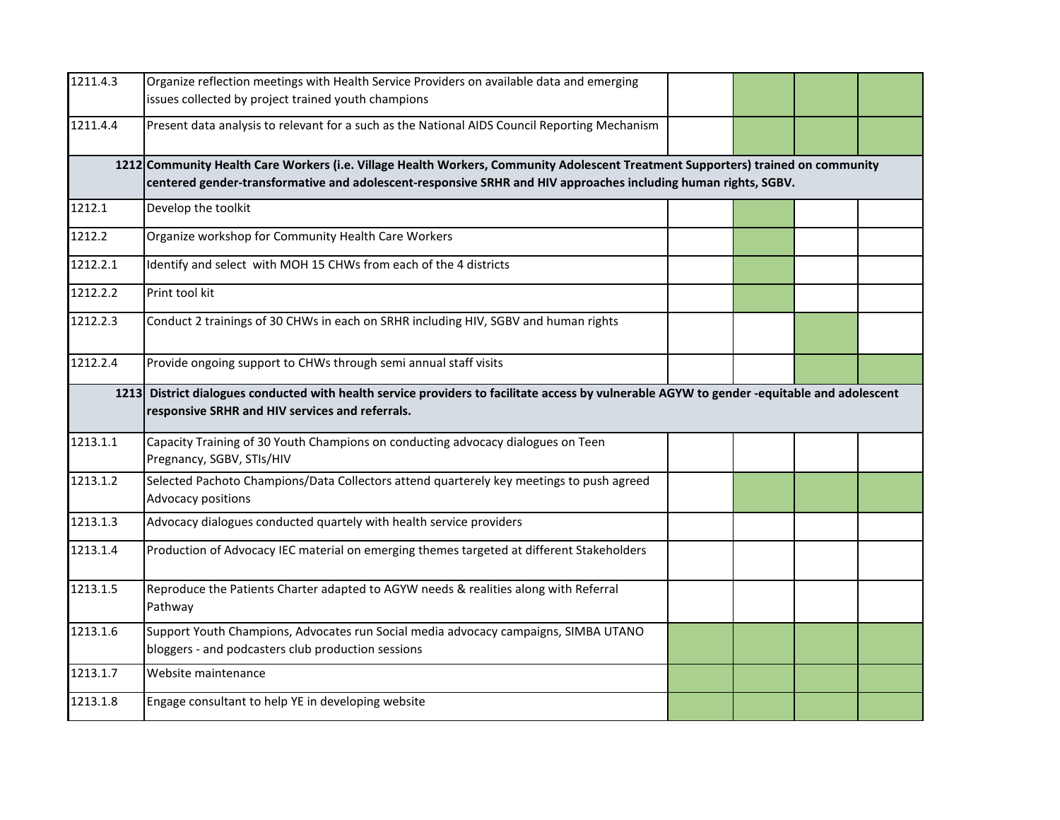| | | | | | |
|---|---|---|---|---|---|
| 1211.4.3 | Organize reflection meetings with Health Service Providers on available data and emerging issues collected by project trained youth champions | | | | |
| 1211.4.4 | Present data analysis to relevant for a such as the National AIDS Council Reporting Mechanism | | | | |
| **1212** | **Community Health Care Workers (i.e. Village Health Workers, Community Adolescent Treatment Supporters) trained on community centered gender-transformative and adolescent-responsive SRHR and HIV approaches including human rights, SGBV.** | | | | |
| 1212.1 | Develop the toolkit | | | | |
| 1212.2 | Organize workshop for Community Health Care Workers | | | | |
| 1212.2.1 | Identify and select with MOH 15 CHWs from each of the 4 districts | | | | |
| 1212.2.2 | Print tool kit | | | | |
| 1212.2.3 | Conduct 2 trainings of 30 CHWs in each on SRHR including HIV, SGBV and human rights | | | | |
| 1212.2.4 | Provide ongoing support to CHWs through semi annual staff visits | | | | |
| **1213** | **District dialogues conducted with health service providers to facilitate access by vulnerable AGYW to gender -equitable and adolescent responsive SRHR and HIV services and referrals.** | | | | |
| 1213.1.1 | Capacity Training of 30 Youth Champions on conducting advocacy dialogues on Teen Pregnancy, SGBV, STIs/HIV | | | | |
| 1213.1.2 | Selected Pachoto Champions/Data Collectors attend quarterely key meetings to push agreed Advocacy positions | | | | |
| 1213.1.3 | Advocacy dialogues conducted quartely with health service providers | | | | |
| 1213.1.4 | Production of Advocacy IEC material on emerging themes targeted at different Stakeholders | | | | |
| 1213.1.5 | Reproduce the Patients Charter adapted to AGYW needs & realities along with Referral Pathway | | | | |
| 1213.1.6 | Support Youth Champions, Advocates run Social media advocacy campaigns, SIMBA UTANO bloggers - and podcasters club production sessions | | | | |
| 1213.1.7 | Website maintenance | | | | |
| 1213.1.8 | Engage consultant to help YE in developing website | | | | |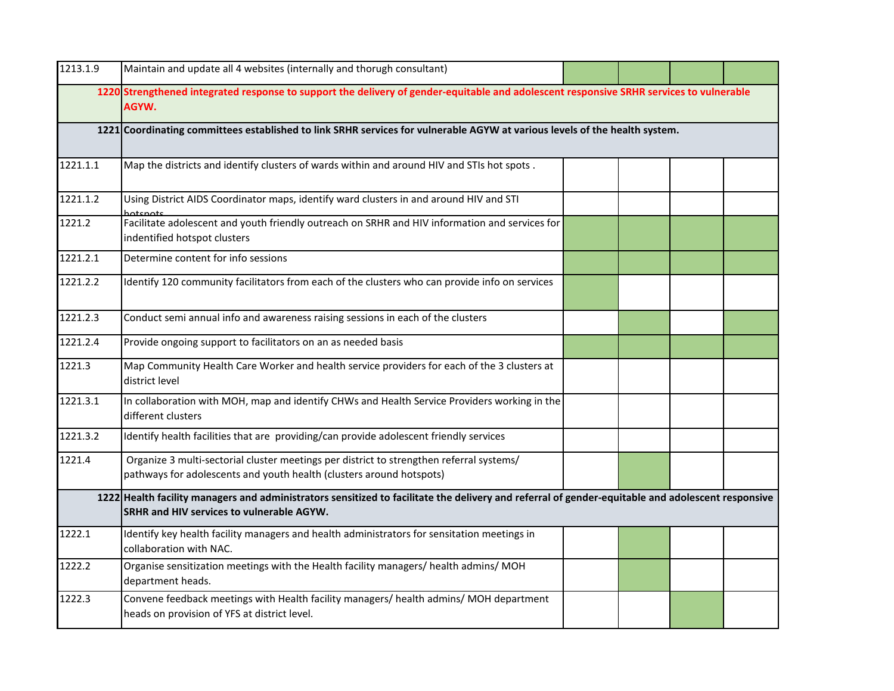| | | | | | |
|---|---|---|---|---|---|
| 1213.1.9 | Maintain and update all 4 websites (internally and thorugh consultant) | | | | |
| 1220 | **Strengthened integrated response to support the delivery of gender-equitable and adolescent responsive SRHR services to vulnerable AGYW.** | | | | |
| 1221 | **Coordinating committees established to link SRHR services for vulnerable AGYW at various levels of the health system.** | | | | |
| 1221.1.1 | Map the districts and identify clusters of wards within and around HIV and STIs hot spots . | | | | |
| 1221.1.2 | Using District AIDS Coordinator maps, identify ward clusters in and around HIV and STI hotspots | | | | |
| 1221.2 | Facilitate adolescent and youth friendly outreach on SRHR and HIV information and services for indentified hotspot clusters | | | | |
| 1221.2.1 | Determine content for info sessions | | | | |
| 1221.2.2 | Identify 120 community facilitators from each of the clusters who can provide info on services | | | | |
| 1221.2.3 | Conduct semi annual info and awareness raising sessions in each of the clusters | | | | |
| 1221.2.4 | Provide ongoing support to facilitators on an as needed basis | | | | |
| 1221.3 | Map Community Health Care Worker and health service providers for each of the 3 clusters at district level | | | | |
| 1221.3.1 | In collaboration with MOH, map and identify CHWs and Health Service Providers working in the different clusters | | | | |
| 1221.3.2 | Identify health facilities that are providing/can provide adolescent friendly services | | | | |
| 1221.4 | Organize 3 multi-sectorial cluster meetings per district to strengthen referral systems/ pathways for adolescents and youth health (clusters around hotspots) | | | | |
| 1222 | **Health facility managers and administrators sensitized to facilitate the delivery and referral of gender-equitable and adolescent responsive SRHR and HIV services to vulnerable AGYW.** | | | | |
| 1222.1 | Identify key health facility managers and health administrators for sensitation meetings in collaboration with NAC. | | | | |
| 1222.2 | Organise sensitization meetings with the Health facility managers/ health admins/ MOH department heads. | | | | |
| 1222.3 | Convene feedback meetings with Health facility managers/ health admins/ MOH department heads on provision of YFS at district level. | | | | |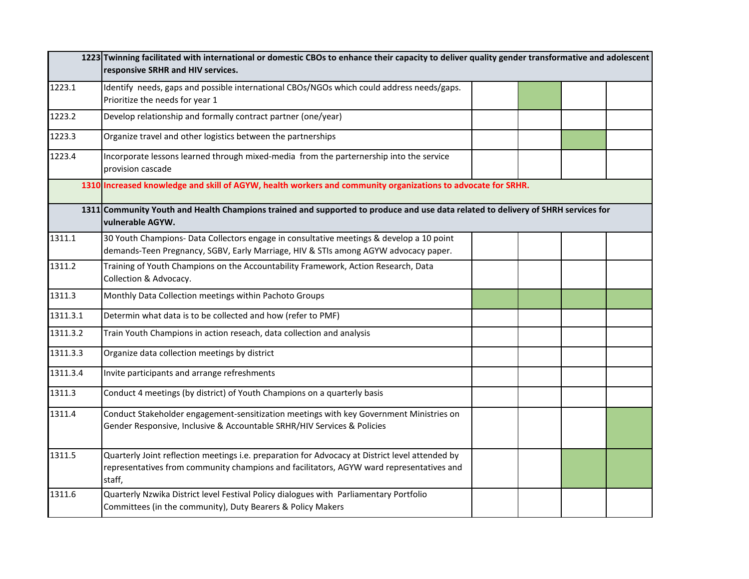| | | | | | |
|---|---|---|---|---|---|
| **1223** | **Twinning facilitated with international or domestic CBOs to enhance their capacity to deliver quality gender transformative and adolescent responsive SRHR and HIV services.** | | | | |
| 1223.1 | Identify needs, gaps and possible international CBOs/NGOs which could address needs/gaps. Prioritize the needs for year 1 | | | | |
| 1223.2 | Develop relationship and formally contract partner (one/year) | | | | |
| 1223.3 | Organize travel and other logistics between the partnerships | | | | |
| 1223.4 | Incorporate lessons learned through mixed-media from the parternership into the service provision cascade | | | | |
| **1310** | **Increased knowledge and skill of AGYW, health workers and community organizations to advocate for SRHR.** | | | | |
| **1311** | **Community Youth and Health Champions trained and supported to produce and use data related to delivery of SHRH services for vulnerable AGYW.** | | | | |
| 1311.1 | 30 Youth Champions- Data Collectors engage in consultative meetings & develop a 10 point demands-Teen Pregnancy, SGBV, Early Marriage, HIV & STIs among AGYW advocacy paper. | | | | |
| 1311.2 | Training of Youth Champions on the Accountability Framework, Action Research, Data Collection & Advocacy. | | | | |
| 1311.3 | Monthly Data Collection meetings within Pachoto Groups | | | | |
| 1311.3.1 | Determin what data is to be collected and how (refer to PMF) | | | | |
| 1311.3.2 | Train Youth Champions in action reseach, data collection and analysis | | | | |
| 1311.3.3 | Organize data collection meetings by district | | | | |
| 1311.3.4 | Invite participants and arrange refreshments | | | | |
| 1311.3 | Conduct 4 meetings (by district) of Youth Champions on a quarterly basis | | | | |
| 1311.4 | Conduct Stakeholder engagement-sensitization meetings with key Government Ministries on Gender Responsive, Inclusive & Accountable SRHR/HIV Services & Policies | | | | |
| 1311.5 | Quarterly Joint reflection meetings i.e. preparation for Advocacy at District level attended by representatives from community champions and facilitators, AGYW ward representatives and staff, | | | | |
| 1311.6 | Quarterly Nzwika District level Festival Policy dialogues with Parliamentary Portfolio Committees (in the community), Duty Bearers & Policy Makers | | | | |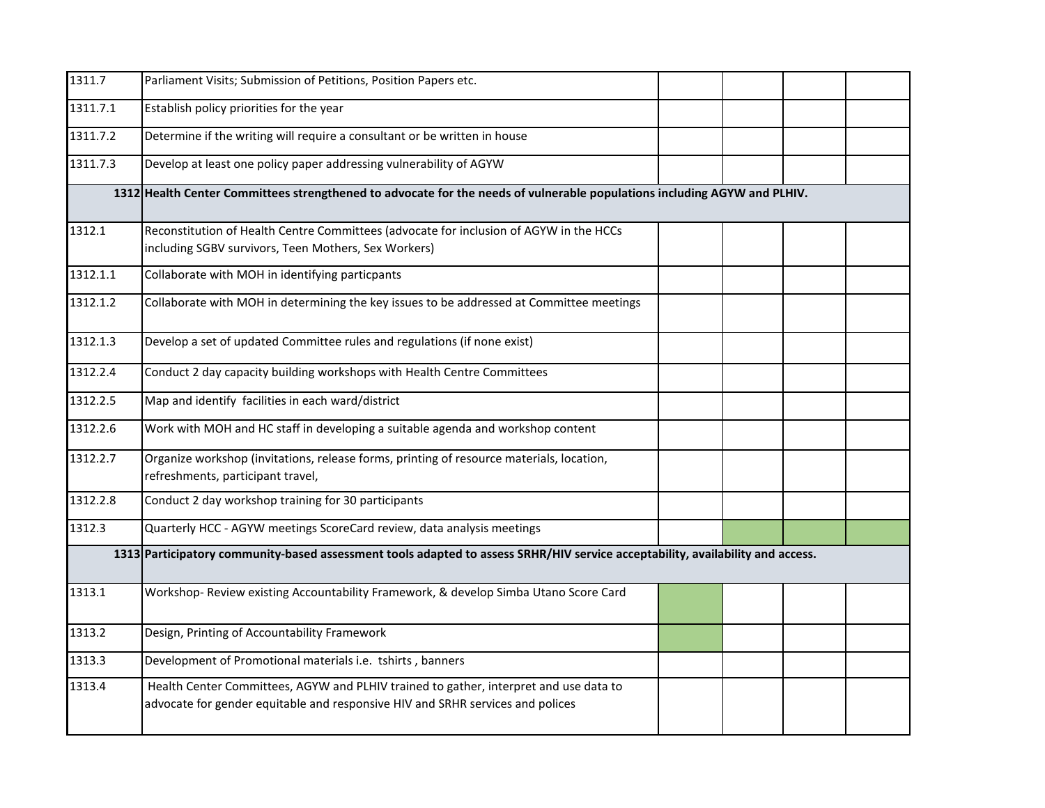| | | | | | |
|---|---|---|---|---|---|
| 1311.7 | Parliament Visits; Submission of Petitions, Position Papers etc. | | | | |
| 1311.7.1 | Establish policy priorities for the year | | | | |
| 1311.7.2 | Determine if the writing will require a consultant or be written in house | | | | |
| 1311.7.3 | Develop at least one policy paper addressing vulnerability of AGYW | | | | |
| **1312** | **Health Center Committees strengthened to advocate for the needs of vulnerable populations including AGYW and PLHIV.** | | | | |
| 1312.1 | Reconstitution of Health Centre Committees (advocate for inclusion of AGYW in the HCCs including SGBV survivors, Teen Mothers, Sex Workers) | | | | |
| 1312.1.1 | Collaborate with MOH in identifying particpants | | | | |
| 1312.1.2 | Collaborate with MOH in determining the key issues to be addressed at Committee meetings | | | | |
| 1312.1.3 | Develop a set of updated Committee rules and regulations (if none exist) | | | | |
| 1312.2.4 | Conduct 2 day capacity building workshops with Health Centre Committees | | | | |
| 1312.2.5 | Map and identify facilities in each ward/district | | | | |
| 1312.2.6 | Work with MOH and HC staff in developing a suitable agenda and workshop content | | | | |
| 1312.2.7 | Organize workshop (invitations, release forms, printing of resource materials, location, refreshments, participant travel, | | | | |
| 1312.2.8 | Conduct 2 day workshop training for 30 participants | | | | |
| 1312.3 | Quarterly HCC - AGYW meetings ScoreCard review, data analysis meetings | | | | |
| **1313** | **Participatory community-based assessment tools adapted to assess SRHR/HIV service acceptability, availability and access.** | | | | |
| 1313.1 | Workshop- Review existing Accountability Framework, & develop Simba Utano Score Card | | | | |
| 1313.2 | Design, Printing of Accountability Framework | | | | |
| 1313.3 | Development of Promotional materials i.e. tshirts , banners | | | | |
| 1313.4 | Health Center Committees, AGYW and PLHIV trained to gather, interpret and use data to advocate for gender equitable and responsive HIV and SRHR services and polices | | | | |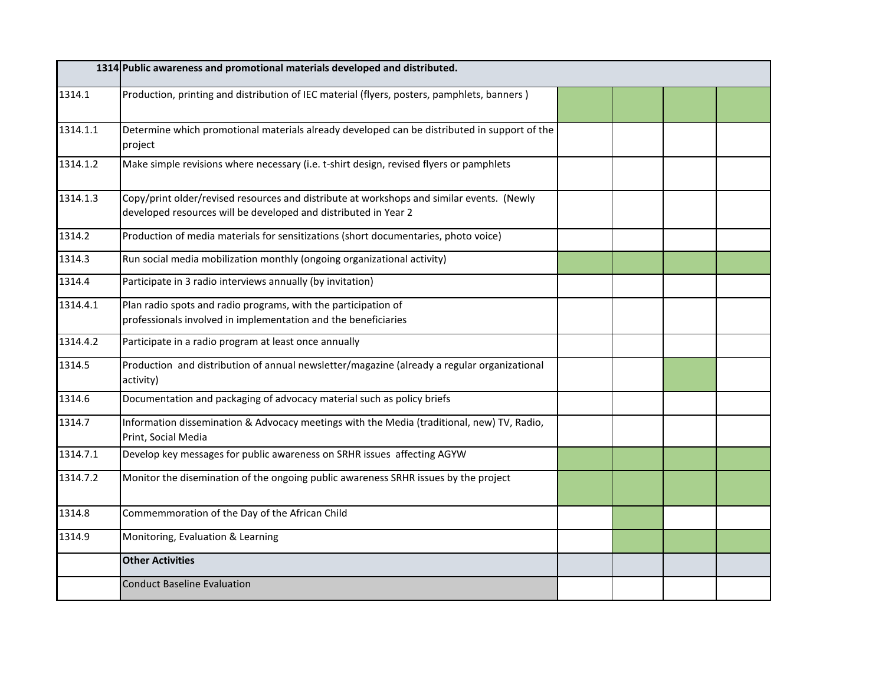| 1314 | **Public awareness and promotional materials developed and distributed.** | | | | |
|---|---|---|---|---|---|
| 1314.1 | Production, printing and distribution of IEC material (flyers, posters, pamphlets, banners ) | | | | |
| 1314.1.1 | Determine which promotional materials already developed can be distributed in support of the project | | | | |
| 1314.1.2 | Make simple revisions where necessary (i.e. t-shirt design, revised flyers or pamphlets | | | | |
| 1314.1.3 | Copy/print older/revised resources and distribute at workshops and similar events. (Newly developed resources will be developed and distributed in Year 2 | | | | |
| 1314.2 | Production of media materials for sensitizations (short documentaries, photo voice) | | | | |
| 1314.3 | Run social media mobilization monthly (ongoing organizational activity) | | | | |
| 1314.4 | Participate in 3 radio interviews annually (by invitation) | | | | |
| 1314.4.1 | Plan radio spots and radio programs, with the participation of professionals involved in implementation and the beneficiaries | | | | |
| 1314.4.2 | Participate in a radio program at least once annually | | | | |
| 1314.5 | Production and distribution of annual newsletter/magazine (already a regular organizational activity) | | | | |
| 1314.6 | Documentation and packaging of advocacy material such as policy briefs | | | | |
| 1314.7 | Information dissemination & Advocacy meetings with the Media (traditional, new) TV, Radio, Print, Social Media | | | | |
| 1314.7.1 | Develop key messages for public awareness on SRHR issues affecting AGYW | | | | |
| 1314.7.2 | Monitor the disemination of the ongoing public awareness SRHR issues by the project | | | | |
| 1314.8 | Commemmoration of the Day of the African Child | | | | |
| 1314.9 | Monitoring, Evaluation & Learning | | | | |
| | **Other Activities** | | | | |
| | Conduct Baseline Evaluation | | | | |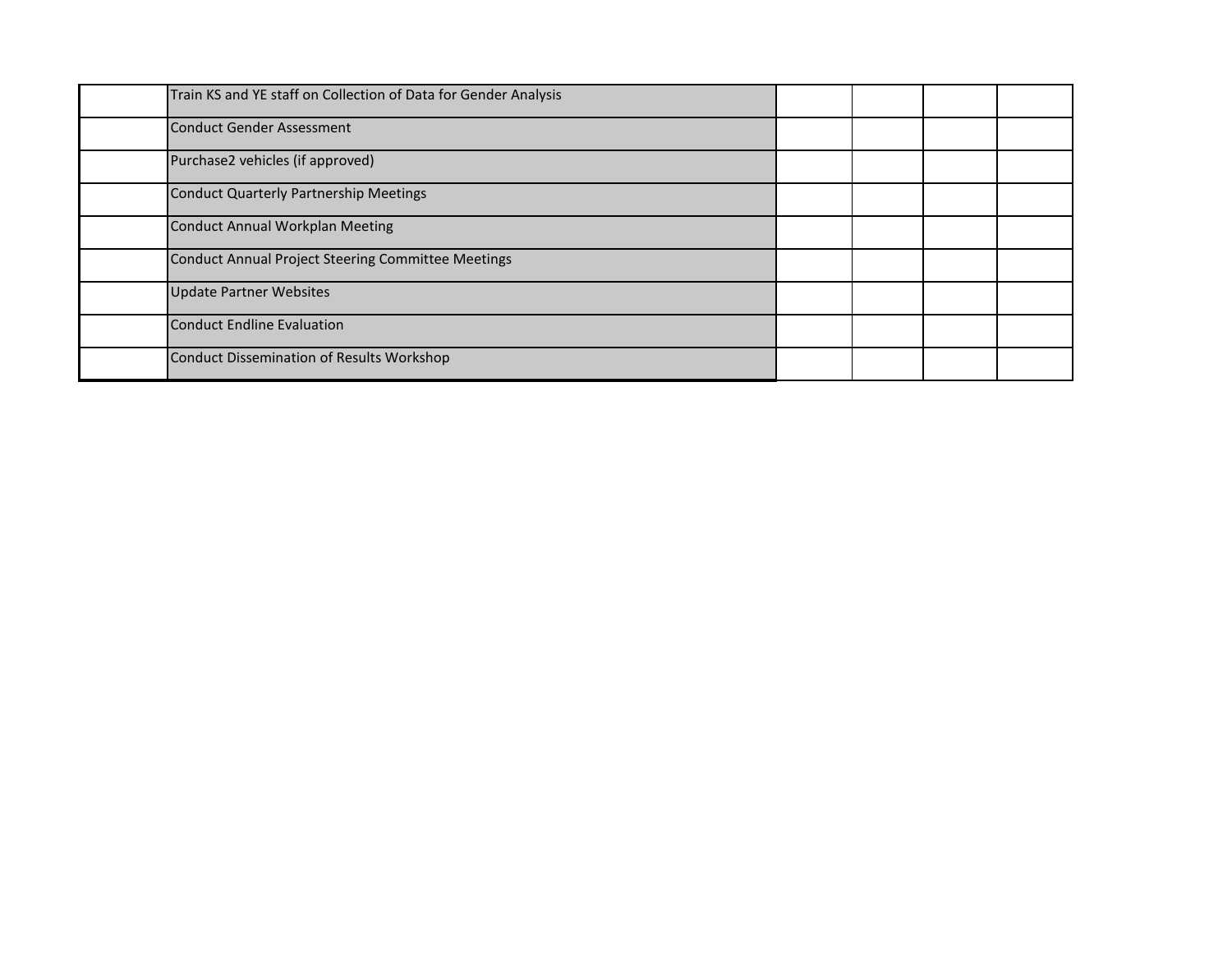| | | | | | |
|---|---|---|---|---|---|
| | Train KS and YE staff on Collection of Data for Gender Analysis | | | | |
| | Conduct Gender Assessment | | | | |
| | Purchase2 vehicles (if approved) | | | | |
| | Conduct Quarterly Partnership Meetings | | | | |
| | Conduct Annual Workplan Meeting | | | | |
| | Conduct Annual Project Steering Committee Meetings | | | | |
| | Update Partner Websites | | | | |
| | Conduct Endline Evaluation | | | | |
| | Conduct Dissemination of Results Workshop | | | | |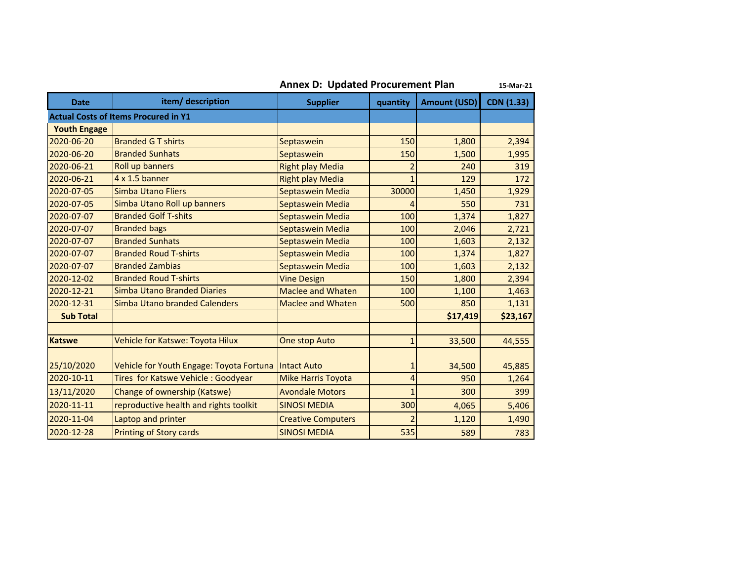## Annex D: Updated Procurement Plan

15-Mar-21

| Date | item/ description | Supplier | quantity | Amount (USD) | CDN (1.33) |
|---|---|---|---|---|---|
| **Actual Costs of Items Procured in Y1** | | | | | |
| **Youth Engage** | | | | | |
| 2020-06-20 | Branded G T shirts | Septaswein | 150 | 1,800 | 2,394 |
| 2020-06-20 | Branded Sunhats | Septaswein | 150 | 1,500 | 1,995 |
| 2020-06-21 | Roll up banners | Right play Media | 2 | 240 | 319 |
| 2020-06-21 | 4 x 1.5 banner | Right play Media | 1 | 129 | 172 |
| 2020-07-05 | Simba Utano Fliers | Septaswein Media | 30000 | 1,450 | 1,929 |
| 2020-07-05 | Simba Utano Roll up banners | Septaswein Media | 4 | 550 | 731 |
| 2020-07-07 | Branded Golf T-shits | Septaswein Media | 100 | 1,374 | 1,827 |
| 2020-07-07 | Branded bags | Septaswein Media | 100 | 2,046 | 2,721 |
| 2020-07-07 | Branded Sunhats | Septaswein Media | 100 | 1,603 | 2,132 |
| 2020-07-07 | Branded Roud T-shirts | Septaswein Media | 100 | 1,374 | 1,827 |
| 2020-07-07 | Branded Zambias | Septaswein Media | 100 | 1,603 | 2,132 |
| 2020-12-02 | Branded Roud T-shirts | Vine Design | 150 | 1,800 | 2,394 |
| 2020-12-21 | Simba Utano Branded Diaries | Maclee and Whaten | 100 | 1,100 | 1,463 |
| 2020-12-31 | Simba Utano branded Calenders | Maclee and Whaten | 500 | 850 | 1,131 |
| **Sub Total** | | | | **$17,419** | **$23,167** |
| | | | | | |
| **Katswe** | Vehicle for Katswe: Toyota Hilux | One stop Auto | 1 | 33,500 | 44,555 |
| 25/10/2020 | Vehicle for Youth Engage: Toyota Fortuna | Intact Auto | 1 | 34,500 | 45,885 |
| 2020-10-11 | Tires for Katswe Vehicle : Goodyear | Mike Harris Toyota | 4 | 950 | 1,264 |
| 13/11/2020 | Change of ownership (Katswe) | Avondale Motors | 1 | 300 | 399 |
| 2020-11-11 | reproductive health and rights toolkit | SINOSI MEDIA | 300 | 4,065 | 5,406 |
| 2020-11-04 | Laptop and printer | Creative Computers | 2 | 1,120 | 1,490 |
| 2020-12-28 | Printing of Story cards | SINOSI MEDIA | 535 | 589 | 783 |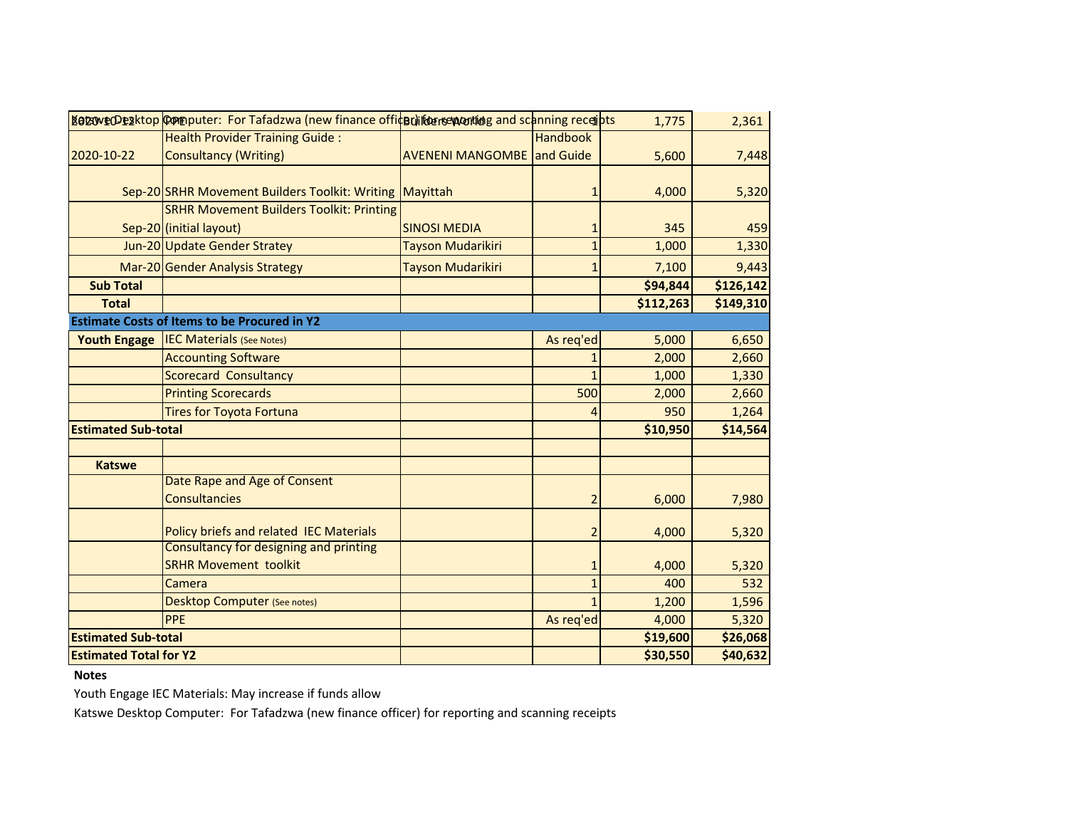| | | | | | |
|---|---|---|---|---|---|
| 2020-10-12 | PPE | Builders World | 1 | 1,775 | 2,361 |
| 2020-10-22 | Health Provider Training Guide : Consultancy (Writing) | AVENENI MANGOMBE | Handbook and Guide | 5,600 | 7,448 |
| Sep-20 | SRHR Movement Builders Toolkit: Writing | Mayittah | 1 | 4,000 | 5,320 |
| Sep-20 | SRHR Movement Builders Toolkit: Printing (initial layout) | SINOSI MEDIA | 1 | 345 | 459 |
| Jun-20 | Update Gender Stratey | Tayson Mudarikiri | 1 | 1,000 | 1,330 |
| Mar-20 | Gender Analysis Strategy | Tayson Mudarikiri | 1 | 7,100 | 9,443 |
| **Sub Total** | | | | **$94,844** | **$126,142** |
| **Total** | | | | **$112,263** | **$149,310** |
| **Estimate Costs of Items to be Procured in Y2** | | | | | |
| **Youth Engage** | IEC Materials (See Notes) | | As req'ed | 5,000 | 6,650 |
| | Accounting Software | | 1 | 2,000 | 2,660 |
| | Scorecard Consultancy | | 1 | 1,000 | 1,330 |
| | Printing Scorecards | | 500 | 2,000 | 2,660 |
| | Tires for Toyota Fortuna | | 4 | 950 | 1,264 |
| **Estimated Sub-total** | | | | **$10,950** | **$14,564** |
| | | | | | |
| **Katswe** | | | | | |
| | Date Rape and Age of Consent Consultancies | | 2 | 6,000 | 7,980 |
| | Policy briefs and related IEC Materials | | 2 | 4,000 | 5,320 |
| | Consultancy for designing and printing SRHR Movement toolkit | | 1 | 4,000 | 5,320 |
| | Camera | | 1 | 400 | 532 |
| | Desktop Computer (See notes) | | 1 | 1,200 | 1,596 |
| | PPE | | As req'ed | 4,000 | 5,320 |
| **Estimated Sub-total** | | | | **$19,600** | **$26,068** |
| **Estimated Total for Y2** | | | | **$30,550** | **$40,632** |

**Notes**

Youth Engage IEC Materials: May increase if funds allow

Katswe Desktop Computer: For Tafadzwa (new finance officer) for reporting and scanning receipts